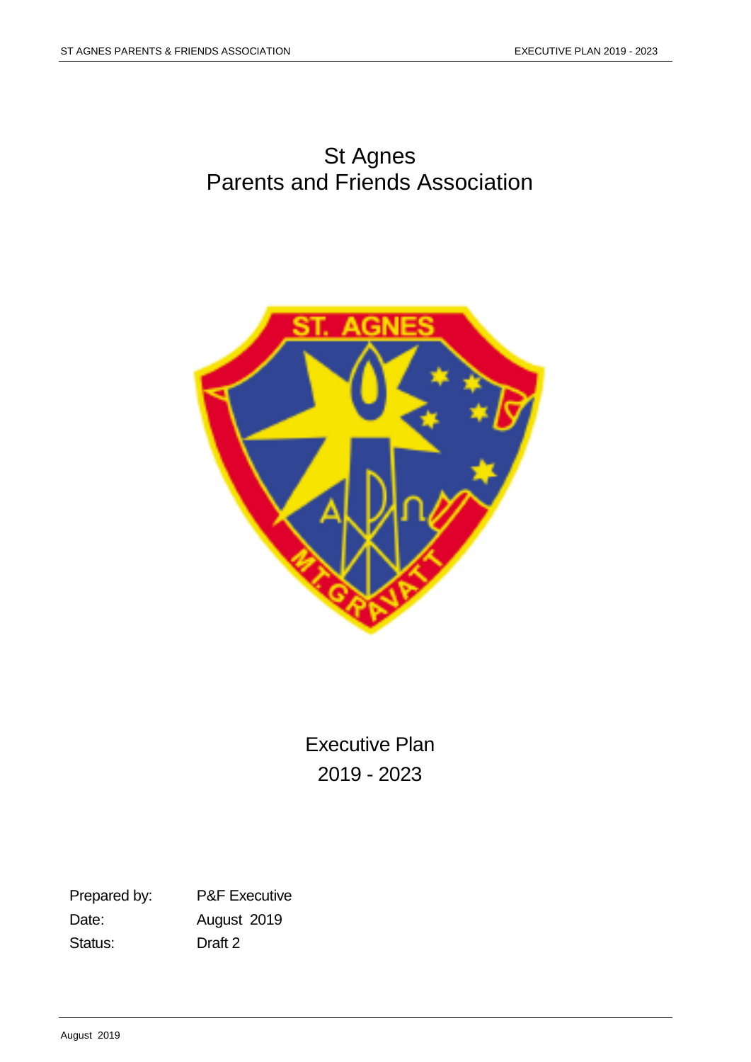# St Agnes
# Parents and Friends Association

## Executive Plan
## 2019 - 2023

Prepared by: P&F Executive

Date: August 2019

Status: Draft 2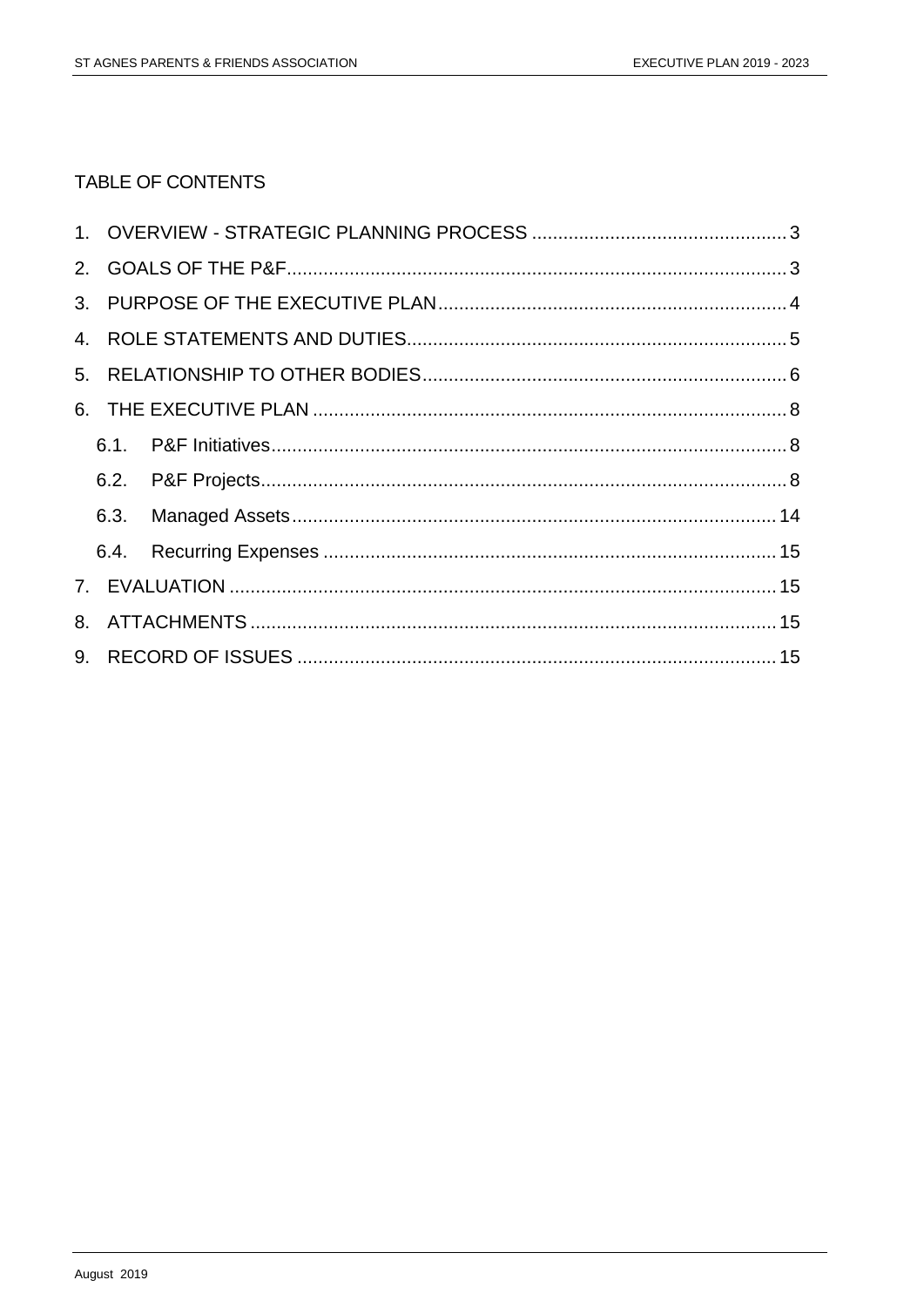## TABLE OF CONTENTS

1. OVERVIEW - STRATEGIC PLANNING PROCESS ........ 3
2. GOALS OF THE P&F ........ 3
3. PURPOSE OF THE EXECUTIVE PLAN ........ 4
4. ROLE STATEMENTS AND DUTIES ........ 5
5. RELATIONSHIP TO OTHER BODIES ........ 6
6. THE EXECUTIVE PLAN ........ 8
   - 6.1. P&F Initiatives ........ 8
   - 6.2. P&F Projects ........ 8
   - 6.3. Managed Assets ........ 14
   - 6.4. Recurring Expenses ........ 15
7. EVALUATION ........ 15
8. ATTACHMENTS ........ 15
9. RECORD OF ISSUES ........ 15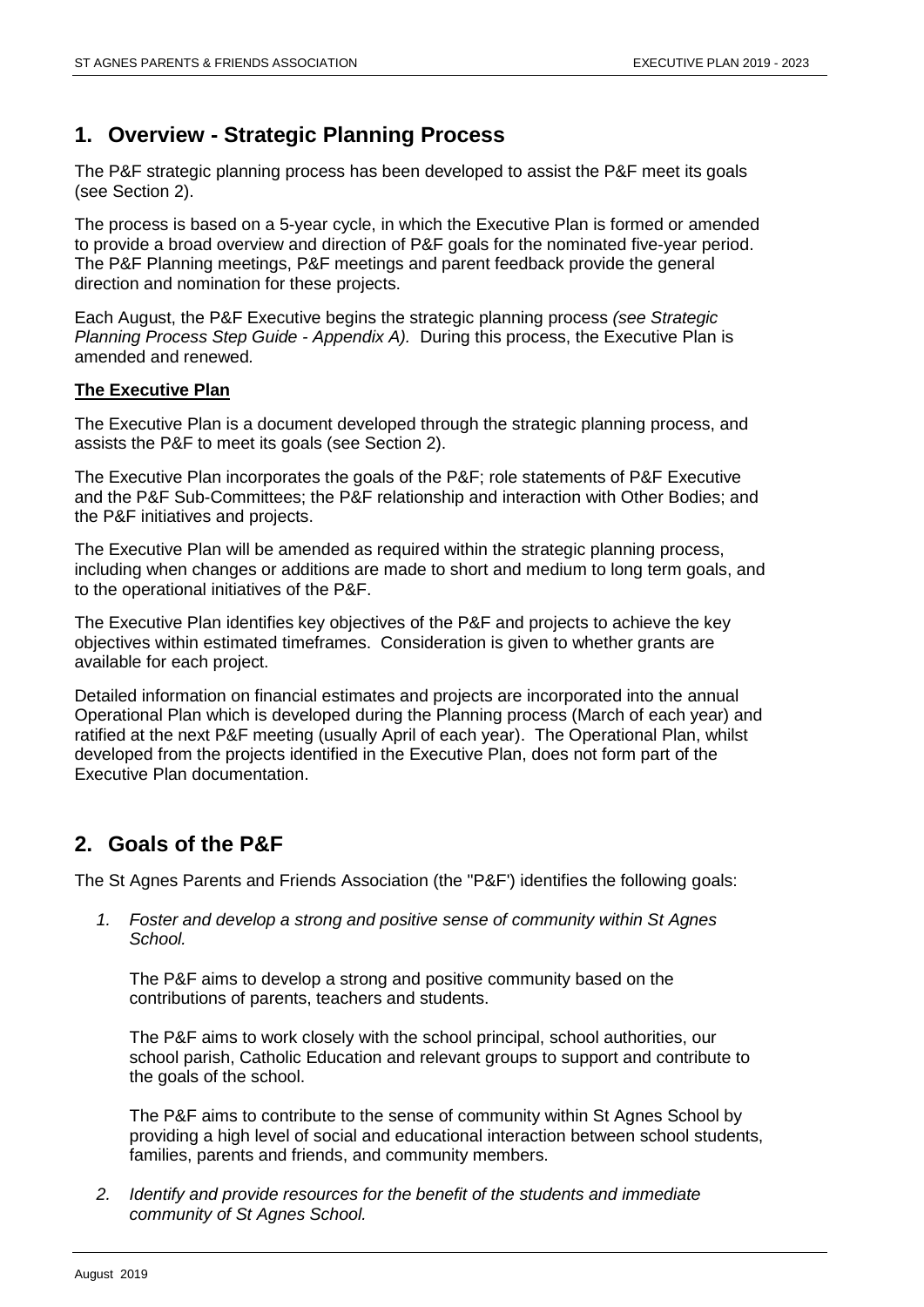## 1. Overview - Strategic Planning Process

The P&F strategic planning process has been developed to assist the P&F meet its goals (see Section 2).

The process is based on a 5-year cycle, in which the Executive Plan is formed or amended to provide a broad overview and direction of P&F goals for the nominated five-year period. The P&F Planning meetings, P&F meetings and parent feedback provide the general direction and nomination for these projects.

Each August, the P&F Executive begins the strategic planning process *(see Strategic Planning Process Step Guide - Appendix A).* During this process, the Executive Plan is amended and renewed*.*

**The Executive Plan**

The Executive Plan is a document developed through the strategic planning process, and assists the P&F to meet its goals (see Section 2).

The Executive Plan incorporates the goals of the P&F; role statements of P&F Executive and the P&F Sub-Committees; the P&F relationship and interaction with Other Bodies; and the P&F initiatives and projects.

The Executive Plan will be amended as required within the strategic planning process, including when changes or additions are made to short and medium to long term goals, and to the operational initiatives of the P&F.

The Executive Plan identifies key objectives of the P&F and projects to achieve the key objectives within estimated timeframes. Consideration is given to whether grants are available for each project.

Detailed information on financial estimates and projects are incorporated into the annual Operational Plan which is developed during the Planning process (March of each year) and ratified at the next P&F meeting (usually April of each year). The Operational Plan, whilst developed from the projects identified in the Executive Plan, does not form part of the Executive Plan documentation.

## 2. Goals of the P&F

The St Agnes Parents and Friends Association (the "P&F') identifies the following goals:

1. *Foster and develop a strong and positive sense of community within St Agnes School.*

   The P&F aims to develop a strong and positive community based on the contributions of parents, teachers and students.

   The P&F aims to work closely with the school principal, school authorities, our school parish, Catholic Education and relevant groups to support and contribute to the goals of the school.

   The P&F aims to contribute to the sense of community within St Agnes School by providing a high level of social and educational interaction between school students, families, parents and friends, and community members.

2. *Identify and provide resources for the benefit of the students and immediate community of St Agnes School.*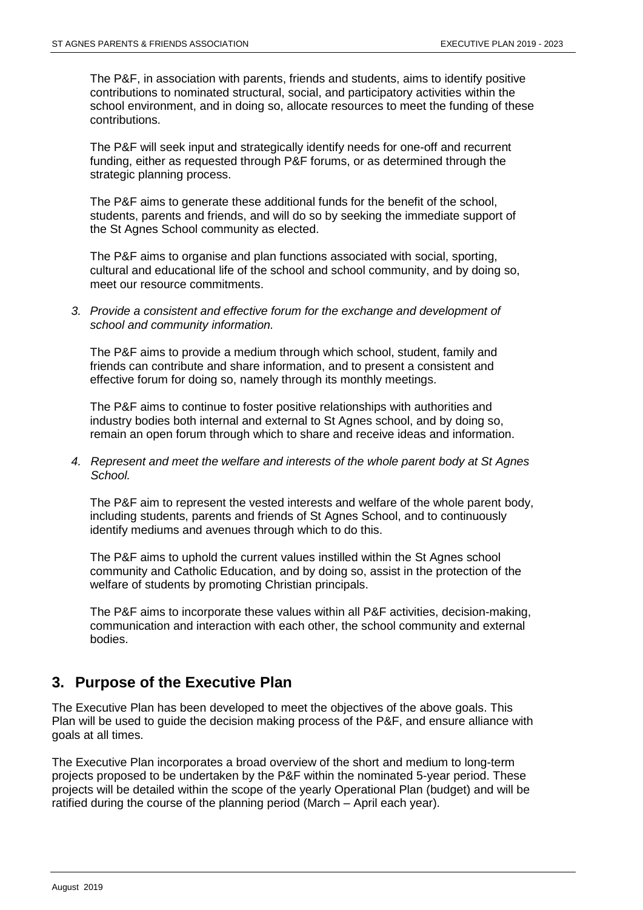The P&F, in association with parents, friends and students, aims to identify positive contributions to nominated structural, social, and participatory activities within the school environment, and in doing so, allocate resources to meet the funding of these contributions.

The P&F will seek input and strategically identify needs for one-off and recurrent funding, either as requested through P&F forums, or as determined through the strategic planning process.

The P&F aims to generate these additional funds for the benefit of the school, students, parents and friends, and will do so by seeking the immediate support of the St Agnes School community as elected.

The P&F aims to organise and plan functions associated with social, sporting, cultural and educational life of the school and school community, and by doing so, meet our resource commitments.

3. *Provide a consistent and effective forum for the exchange and development of school and community information.*

   The P&F aims to provide a medium through which school, student, family and friends can contribute and share information, and to present a consistent and effective forum for doing so, namely through its monthly meetings.

   The P&F aims to continue to foster positive relationships with authorities and industry bodies both internal and external to St Agnes school, and by doing so, remain an open forum through which to share and receive ideas and information.

4. *Represent and meet the welfare and interests of the whole parent body at St Agnes School.*

   The P&F aim to represent the vested interests and welfare of the whole parent body, including students, parents and friends of St Agnes School, and to continuously identify mediums and avenues through which to do this.

   The P&F aims to uphold the current values instilled within the St Agnes school community and Catholic Education, and by doing so, assist in the protection of the welfare of students by promoting Christian principals.

   The P&F aims to incorporate these values within all P&F activities, decision-making, communication and interaction with each other, the school community and external bodies.

## 3. Purpose of the Executive Plan

The Executive Plan has been developed to meet the objectives of the above goals. This Plan will be used to guide the decision making process of the P&F, and ensure alliance with goals at all times.

The Executive Plan incorporates a broad overview of the short and medium to long-term projects proposed to be undertaken by the P&F within the nominated 5-year period. These projects will be detailed within the scope of the yearly Operational Plan (budget) and will be ratified during the course of the planning period (March – April each year).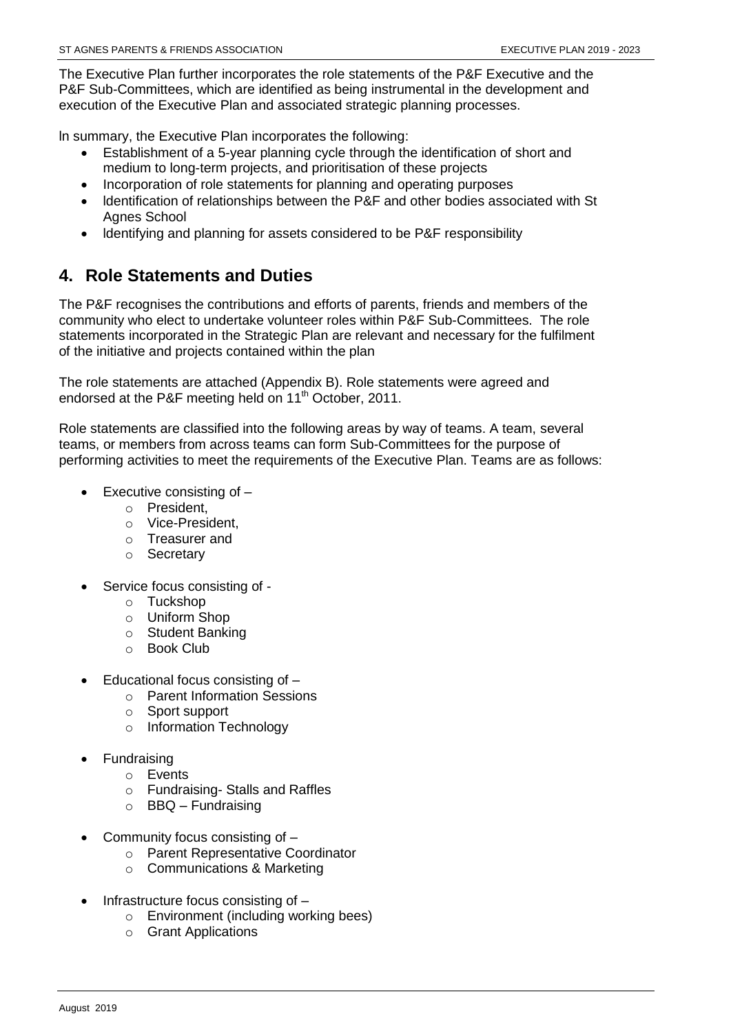The Executive Plan further incorporates the role statements of the P&F Executive and the P&F Sub-Committees, which are identified as being instrumental in the development and execution of the Executive Plan and associated strategic planning processes.

In summary, the Executive Plan incorporates the following:

- Establishment of a 5-year planning cycle through the identification of short and medium to long-term projects, and prioritisation of these projects
- Incorporation of role statements for planning and operating purposes
- Identification of relationships between the P&F and other bodies associated with St Agnes School
- Identifying and planning for assets considered to be P&F responsibility

## 4. Role Statements and Duties

The P&F recognises the contributions and efforts of parents, friends and members of the community who elect to undertake volunteer roles within P&F Sub-Committees. The role statements incorporated in the Strategic Plan are relevant and necessary for the fulfilment of the initiative and projects contained within the plan

The role statements are attached (Appendix B). Role statements were agreed and endorsed at the P&F meeting held on 11th October, 2011.

Role statements are classified into the following areas by way of teams. A team, several teams, or members from across teams can form Sub-Committees for the purpose of performing activities to meet the requirements of the Executive Plan. Teams are as follows:

- Executive consisting of –
  - President,
  - Vice-President,
  - Treasurer and
  - Secretary
- Service focus consisting of -
  - Tuckshop
  - Uniform Shop
  - Student Banking
  - Book Club
- Educational focus consisting of –
  - Parent Information Sessions
  - Sport support
  - Information Technology
- Fundraising
  - Events
  - Fundraising- Stalls and Raffles
  - BBQ – Fundraising
- Community focus consisting of –
  - Parent Representative Coordinator
  - Communications & Marketing
- Infrastructure focus consisting of –
  - Environment (including working bees)
  - Grant Applications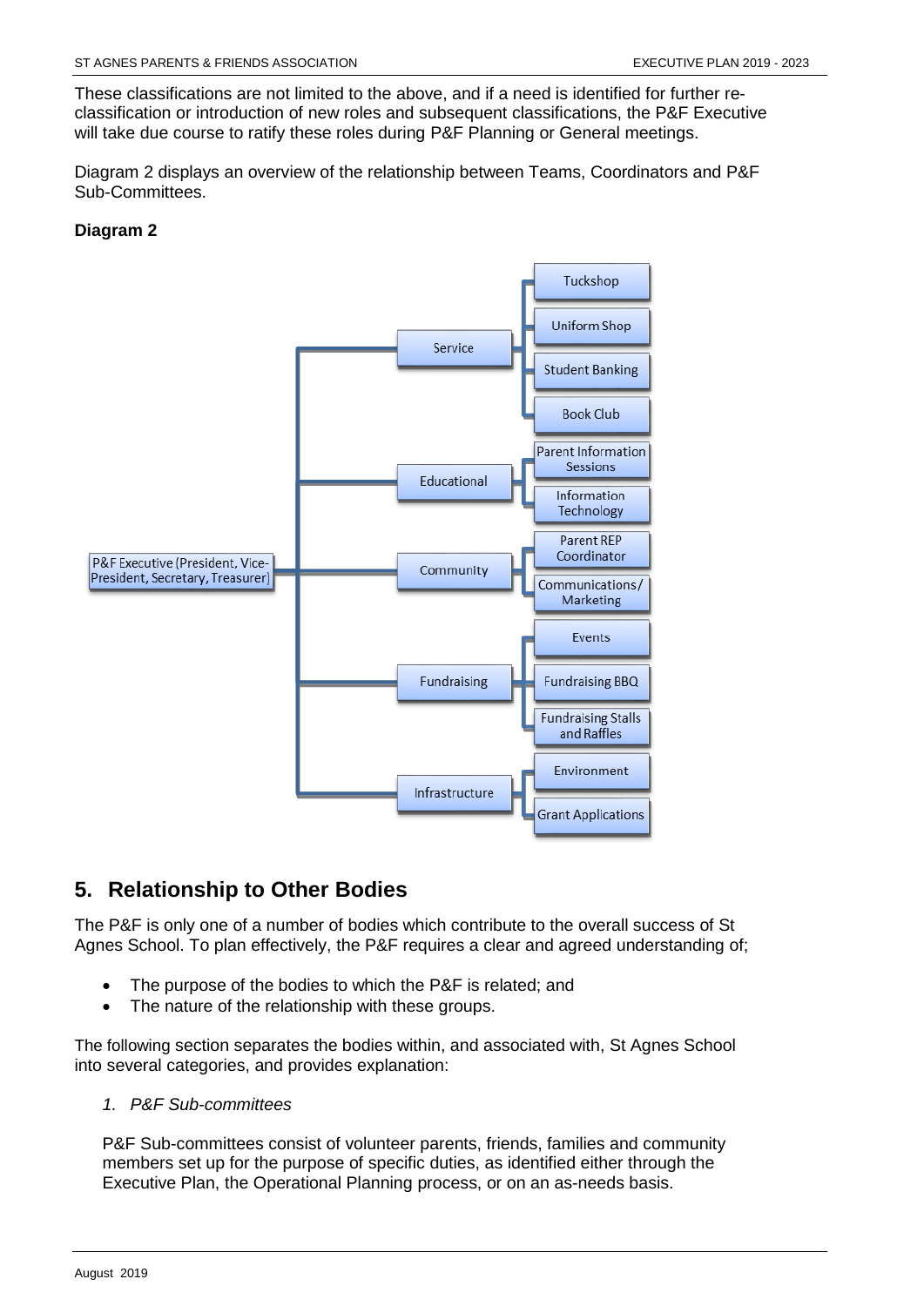These classifications are not limited to the above, and if a need is identified for further re-classification or introduction of new roles and subsequent classifications, the P&F Executive will take due course to ratify these roles during P&F Planning or General meetings.

Diagram 2 displays an overview of the relationship between Teams, Coordinators and P&F Sub-Committees.

**Diagram 2**

- P&F Executive (President, Vice-President, Secretary, Treasurer)
  - Service
    - Tuckshop
    - Uniform Shop
    - Student Banking
    - Book Club
  - Educational
    - Parent Information Sessions
    - Information Technology
  - Community
    - Parent REP Coordinator
    - Communications/ Marketing
  - Fundraising
    - Events
    - Fundraising BBQ
    - Fundraising Stalls and Raffles
  - Infrastructure
    - Environment
    - Grant Applications

## 5. Relationship to Other Bodies

The P&F is only one of a number of bodies which contribute to the overall success of St Agnes School. To plan effectively, the P&F requires a clear and agreed understanding of;

- The purpose of the bodies to which the P&F is related; and
- The nature of the relationship with these groups.

The following section separates the bodies within, and associated with, St Agnes School into several categories, and provides explanation:

1. *P&F Sub-committees*

P&F Sub-committees consist of volunteer parents, friends, families and community members set up for the purpose of specific duties, as identified either through the Executive Plan, the Operational Planning process, or on an as-needs basis.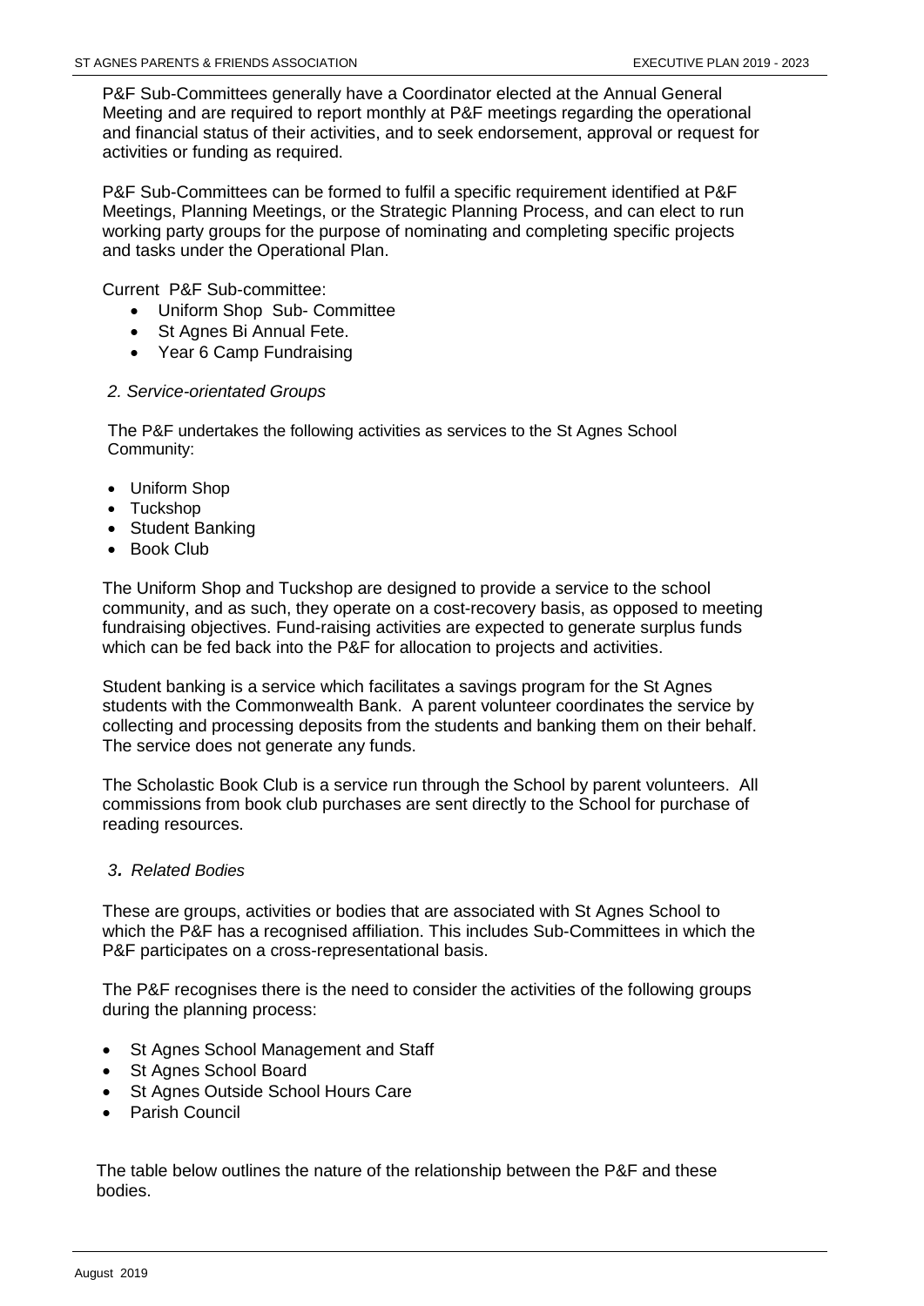P&F Sub-Committees generally have a Coordinator elected at the Annual General Meeting and are required to report monthly at P&F meetings regarding the operational and financial status of their activities, and to seek endorsement, approval or request for activities or funding as required.

P&F Sub-Committees can be formed to fulfil a specific requirement identified at P&F Meetings, Planning Meetings, or the Strategic Planning Process, and can elect to run working party groups for the purpose of nominating and completing specific projects and tasks under the Operational Plan.

Current P&F Sub-committee:

- Uniform Shop Sub- Committee
- St Agnes Bi Annual Fete.
- Year 6 Camp Fundraising

*2. Service-orientated Groups*

The P&F undertakes the following activities as services to the St Agnes School Community:

- Uniform Shop
- Tuckshop
- Student Banking
- Book Club

The Uniform Shop and Tuckshop are designed to provide a service to the school community, and as such, they operate on a cost-recovery basis, as opposed to meeting fundraising objectives. Fund-raising activities are expected to generate surplus funds which can be fed back into the P&F for allocation to projects and activities.

Student banking is a service which facilitates a savings program for the St Agnes students with the Commonwealth Bank. A parent volunteer coordinates the service by collecting and processing deposits from the students and banking them on their behalf. The service does not generate any funds.

The Scholastic Book Club is a service run through the School by parent volunteers. All commissions from book club purchases are sent directly to the School for purchase of reading resources.

*3. Related Bodies*

These are groups, activities or bodies that are associated with St Agnes School to which the P&F has a recognised affiliation. This includes Sub-Committees in which the P&F participates on a cross-representational basis.

The P&F recognises there is the need to consider the activities of the following groups during the planning process:

- St Agnes School Management and Staff
- St Agnes School Board
- St Agnes Outside School Hours Care
- Parish Council

The table below outlines the nature of the relationship between the P&F and these bodies.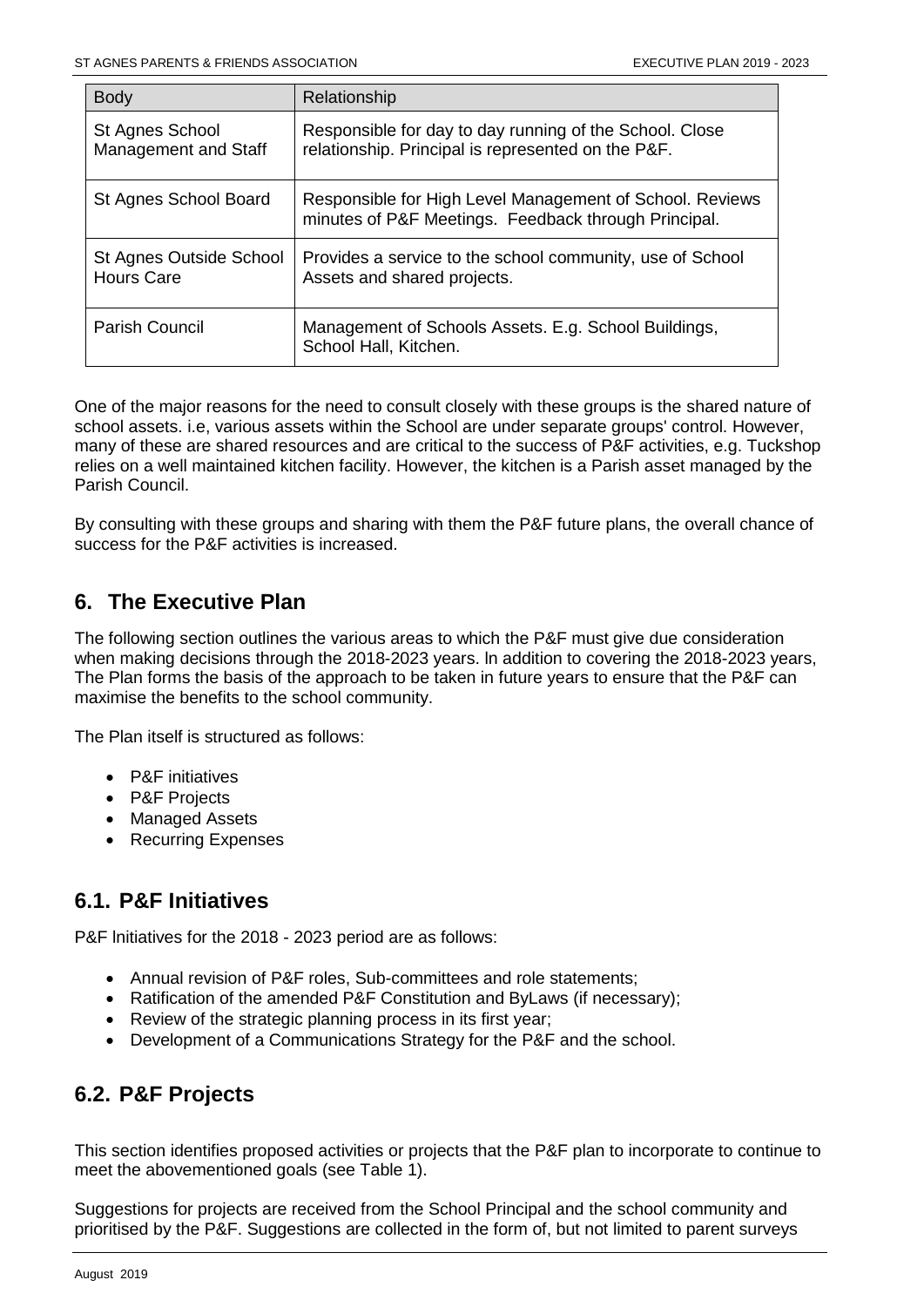| Body | Relationship |
|---|---|
| St Agnes School Management and Staff | Responsible for day to day running of the School. Close relationship. Principal is represented on the P&F. |
| St Agnes School Board | Responsible for High Level Management of School. Reviews minutes of P&F Meetings. Feedback through Principal. |
| St Agnes Outside School Hours Care | Provides a service to the school community, use of School Assets and shared projects. |
| Parish Council | Management of Schools Assets. E.g. School Buildings, School Hall, Kitchen. |

One of the major reasons for the need to consult closely with these groups is the shared nature of school assets. i.e, various assets within the School are under separate groups' control. However, many of these are shared resources and are critical to the success of P&F activities, e.g. Tuckshop relies on a well maintained kitchen facility. However, the kitchen is a Parish asset managed by the Parish Council.

By consulting with these groups and sharing with them the P&F future plans, the overall chance of success for the P&F activities is increased.

## 6. The Executive Plan

The following section outlines the various areas to which the P&F must give due consideration when making decisions through the 2018-2023 years. ln addition to covering the 2018-2023 years, The Plan forms the basis of the approach to be taken in future years to ensure that the P&F can maximise the benefits to the school community.

The Plan itself is structured as follows:

- P&F initiatives
- P&F Projects
- Managed Assets
- Recurring Expenses

## 6.1. P&F Initiatives

P&F lnitiatives for the 2018 - 2023 period are as follows:

- Annual revision of P&F roles, Sub-committees and role statements;
- Ratification of the amended P&F Constitution and ByLaws (if necessary);
- Review of the strategic planning process in its first year;
- Development of a Communications Strategy for the P&F and the school.

## 6.2. P&F Projects

This section identifies proposed activities or projects that the P&F plan to incorporate to continue to meet the abovementioned goals (see Table 1).

Suggestions for projects are received from the School Principal and the school community and prioritised by the P&F. Suggestions are collected in the form of, but not limited to parent surveys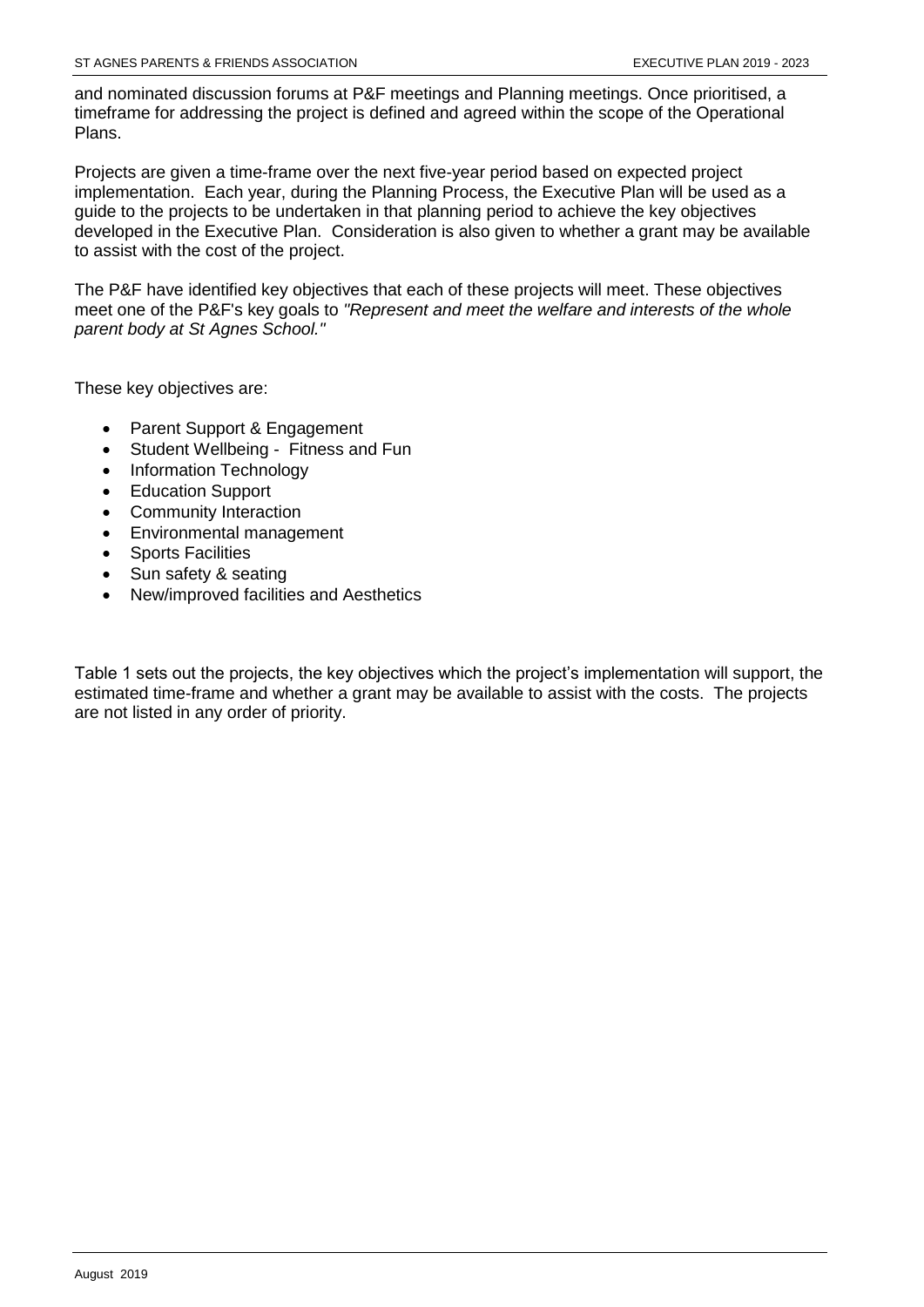and nominated discussion forums at P&F meetings and Planning meetings. Once prioritised, a timeframe for addressing the project is defined and agreed within the scope of the Operational Plans.

Projects are given a time-frame over the next five-year period based on expected project implementation. Each year, during the Planning Process, the Executive Plan will be used as a guide to the projects to be undertaken in that planning period to achieve the key objectives developed in the Executive Plan. Consideration is also given to whether a grant may be available to assist with the cost of the project.

The P&F have identified key objectives that each of these projects will meet. These objectives meet one of the P&F's key goals to *"Represent and meet the welfare and interests of the whole parent body at St Agnes School."*

These key objectives are:

- Parent Support & Engagement
- Student Wellbeing - Fitness and Fun
- Information Technology
- Education Support
- Community Interaction
- Environmental management
- Sports Facilities
- Sun safety & seating
- New/improved facilities and Aesthetics

Table 1 sets out the projects, the key objectives which the project's implementation will support, the estimated time-frame and whether a grant may be available to assist with the costs. The projects are not listed in any order of priority.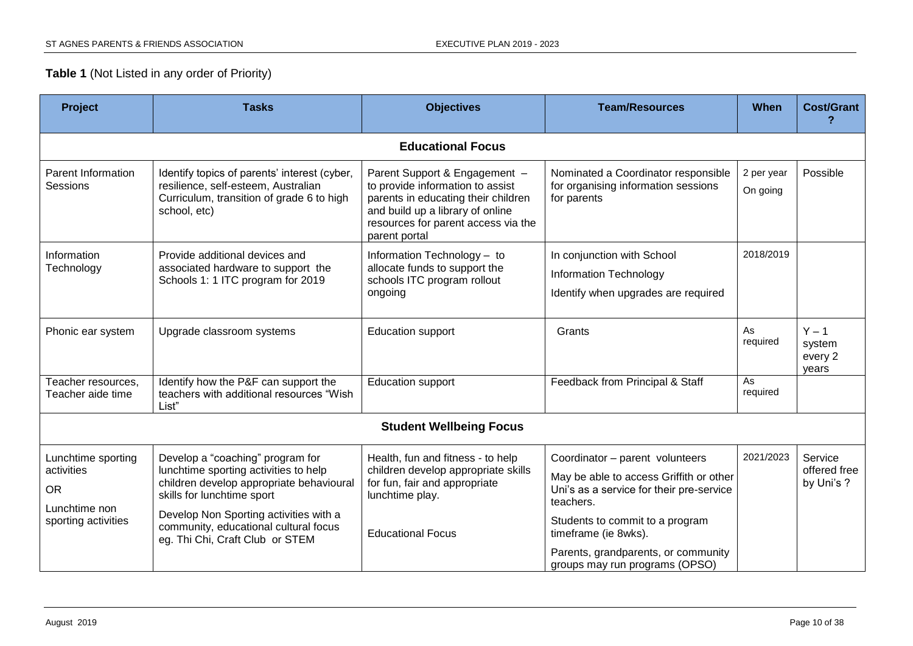**Table 1** (Not Listed in any order of Priority)

| Project | Tasks | Objectives | Team/Resources | When | Cost/Grant ? |
|---|---|---|---|---|---|
| **Educational Focus** | | | | | |
| Parent Information Sessions | Identify topics of parents' interest (cyber, resilience, self-esteem, Australian Curriculum, transition of grade 6 to high school, etc) | Parent Support & Engagement – to provide information to assist parents in educating their children and build up a library of online resources for parent access via the parent portal | Nominated a Coordinator responsible for organising information sessions for parents | 2 per year On going | Possible |
| Information Technology | Provide additional devices and associated hardware to support the Schools 1: 1 ITC program for 2019 | Information Technology – to allocate funds to support the schools ITC program rollout ongoing | In conjunction with School Information Technology Identify when upgrades are required | 2018/2019 | |
| Phonic ear system | Upgrade classroom systems | Education support | Grants | As required | Y – 1 system every 2 years |
| Teacher resources, Teacher aide time | Identify how the P&F can support the teachers with additional resources "Wish List" | Education support | Feedback from Principal & Staff | As required | |
| **Student Wellbeing Focus** | | | | | |
| Lunchtime sporting activities OR Lunchtime non sporting activities | Develop a "coaching" program for lunchtime sporting activities to help children develop appropriate behavioural skills for lunchtime sport Develop Non Sporting activities with a community, educational cultural focus eg. Thi Chi, Craft Club or STEM | Health, fun and fitness - to help children develop appropriate skills for fun, fair and appropriate lunchtime play. Educational Focus | Coordinator – parent volunteers May be able to access Griffith or other Uni's as a service for their pre-service teachers. Students to commit to a program timeframe (ie 8wks). Parents, grandparents, or community groups may run programs (OPSO) | 2021/2023 | Service offered free by Uni's ? |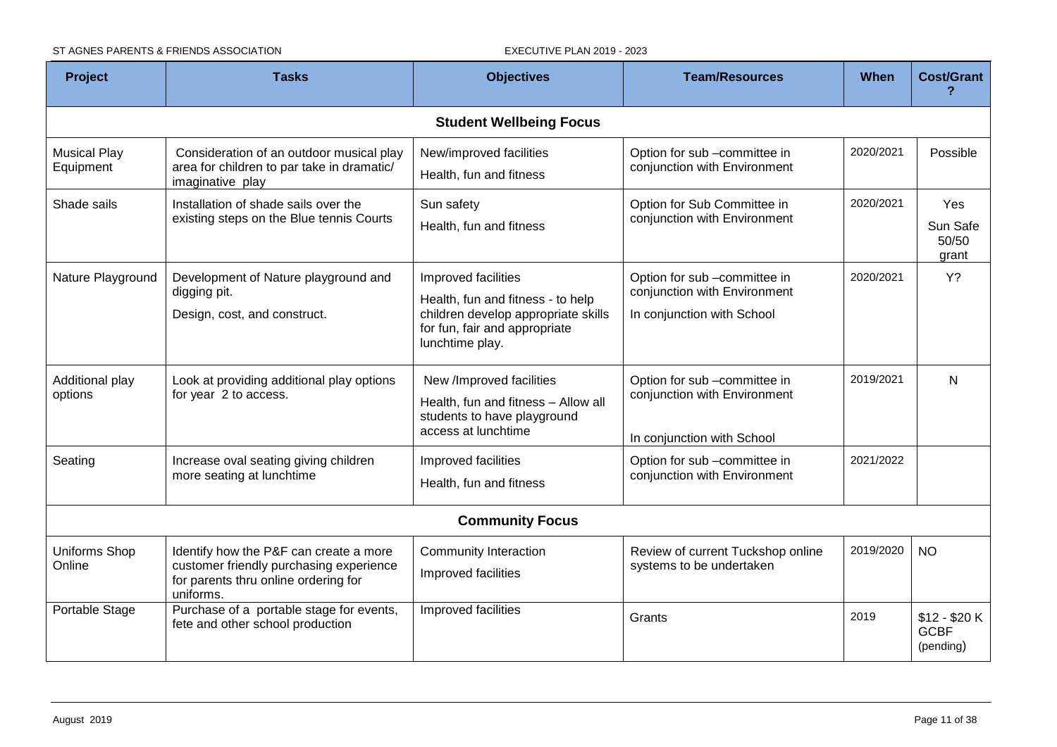| Project | Tasks | Objectives | Team/Resources | When | Cost/Grant ? |
| --- | --- | --- | --- | --- | --- |
| **Student Wellbeing Focus** | | | | | |
| Musical Play Equipment | Consideration of an outdoor musical play area for children to par take in dramatic/ imaginative play | New/improved facilities<br>Health, fun and fitness | Option for sub –committee in conjunction with Environment | 2020/2021 | Possible |
| Shade sails | Installation of shade sails over the existing steps on the Blue tennis Courts | Sun safety<br>Health, fun and fitness | Option for Sub Committee in conjunction with Environment | 2020/2021 | Yes<br>Sun Safe 50/50 grant |
| Nature Playground | Development of Nature playground and digging pit.<br>Design, cost, and construct. | Improved facilities<br>Health, fun and fitness - to help children develop appropriate skills for fun, fair and appropriate lunchtime play. | Option for sub –committee in conjunction with Environment<br>In conjunction with School | 2020/2021 | Y? |
| Additional play options | Look at providing additional play options for year 2 to access. | New /Improved facilities<br>Health, fun and fitness – Allow all students to have playground access at lunchtime | Option for sub –committee in conjunction with Environment<br>In conjunction with School | 2019/2021 | N |
| Seating | Increase oval seating giving children more seating at lunchtime | Improved facilities<br>Health, fun and fitness | Option for sub –committee in conjunction with Environment | 2021/2022 | |
| **Community Focus** | | | | | |
| Uniforms Shop Online | Identify how the P&F can create a more customer friendly purchasing experience for parents thru online ordering for uniforms. | Community Interaction<br>Improved facilities | Review of current Tuckshop online systems to be undertaken | 2019/2020 | NO |
| Portable Stage | Purchase of a portable stage for events, fete and other school production | Improved facilities | Grants | 2019 | $12 - $20 K GCBF (pending) |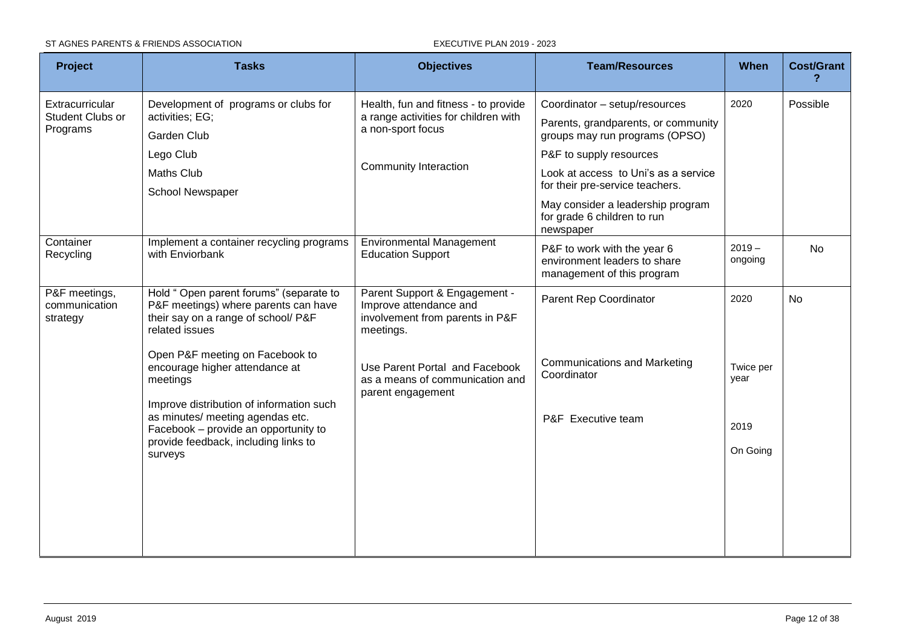| Project | Tasks | Objectives | Team/Resources | When | Cost/Grant ? |
|---|---|---|---|---|---|
| Extracurricular Student Clubs or Programs | Development of programs or clubs for activities; EG;<br>Garden Club<br>Lego Club<br>Maths Club<br>School Newspaper | Health, fun and fitness - to provide a range activities for children with a non-sport focus<br><br>Community Interaction | Coordinator – setup/resources<br>Parents, grandparents, or community groups may run programs (OPSO)<br>P&F to supply resources<br>Look at access to Uni's as a service for their pre-service teachers.<br>May consider a leadership program for grade 6 children to run newspaper | 2020 | Possible |
| Container Recycling | Implement a container recycling programs with Enviorbank | Environmental Management Education Support | P&F to work with the year 6 environment leaders to share management of this program | 2019 – ongoing | No |
| P&F meetings, communication strategy | Hold " Open parent forums" (separate to P&F meetings) where parents can have their say on a range of school/ P&F related issues<br><br>Open P&F meeting on Facebook to encourage higher attendance at meetings<br><br>Improve distribution of information such as minutes/ meeting agendas etc. Facebook – provide an opportunity to provide feedback, including links to surveys | Parent Support & Engagement - Improve attendance and involvement from parents in P&F meetings.<br><br>Use Parent Portal and Facebook as a means of communication and parent engagement | Parent Rep Coordinator<br><br>Communications and Marketing Coordinator<br><br>P&F Executive team | 2020<br><br>Twice per year<br><br>2019<br><br>On Going | No |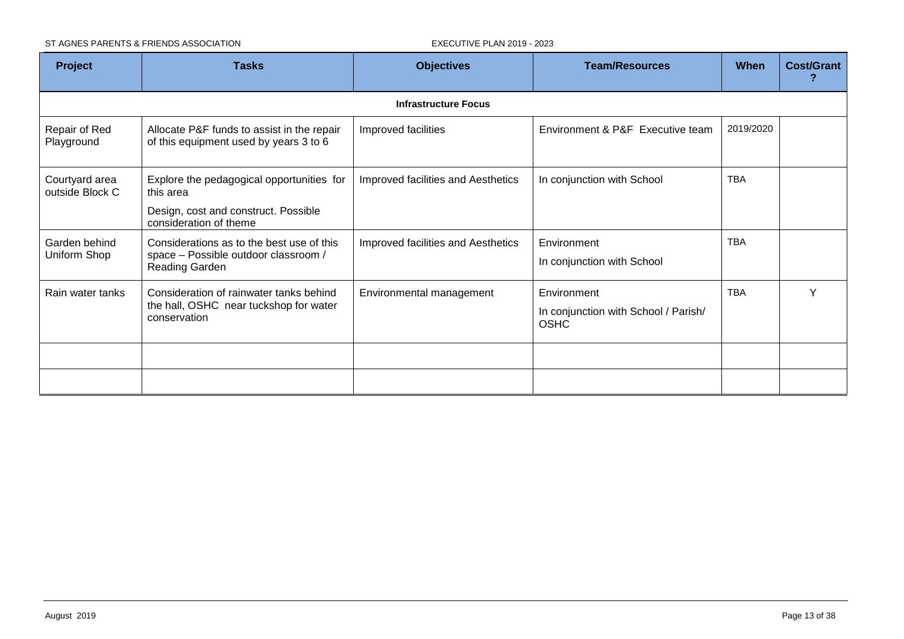| Project | Tasks | Objectives | Team/Resources | When | Cost/Grant ? |
|---|---|---|---|---|---|
| **Infrastructure Focus** | | | | | |
| Repair of Red Playground | Allocate P&F funds to assist in the repair of this equipment used by years 3 to 6 | Improved facilities | Environment & P&F Executive team | 2019/2020 | |
| Courtyard area outside Block C | Explore the pedagogical opportunities for this area<br>Design, cost and construct. Possible consideration of theme | Improved facilities and Aesthetics | In conjunction with School | TBA | |
| Garden behind Uniform Shop | Considerations as to the best use of this space – Possible outdoor classroom / Reading Garden | Improved facilities and Aesthetics | Environment<br>In conjunction with School | TBA | |
| Rain water tanks | Consideration of rainwater tanks behind the hall, OSHC near tuckshop for water conservation | Environmental management | Environment<br>In conjunction with School / Parish/ OSHC | TBA | Y |
| | | | | | |
| | | | | | |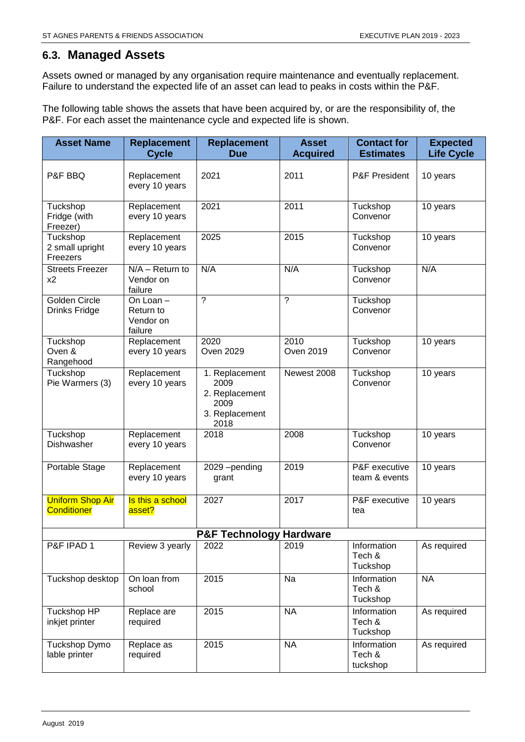## 6.3. Managed Assets

Assets owned or managed by any organisation require maintenance and eventually replacement. Failure to understand the expected life of an asset can lead to peaks in costs within the P&F.

The following table shows the assets that have been acquired by, or are the responsibility of, the P&F. For each asset the maintenance cycle and expected life is shown.

| Asset Name | Replacement Cycle | Replacement Due | Asset Acquired | Contact for Estimates | Expected Life Cycle |
|---|---|---|---|---|---|
| P&F BBQ | Replacement every 10 years | 2021 | 2011 | P&F President | 10 years |
| Tuckshop Fridge (with Freezer) | Replacement every 10 years | 2021 | 2011 | Tuckshop Convenor | 10 years |
| Tuckshop 2 small upright Freezers | Replacement every 10 years | 2025 | 2015 | Tuckshop Convenor | 10 years |
| Streets Freezer x2 | N/A – Return to Vendor on failure | N/A | N/A | Tuckshop Convenor | N/A |
| Golden Circle Drinks Fridge | On Loan – Return to Vendor on failure | ? | ? | Tuckshop Convenor | |
| Tuckshop Oven & Rangehood | Replacement every 10 years | 2020<br>Oven 2029 | 2010<br>Oven 2019 | Tuckshop Convenor | 10 years |
| Tuckshop Pie Warmers (3) | Replacement every 10 years | 1. Replacement 2009<br>2. Replacement 2009<br>3. Replacement 2018 | Newest 2008 | Tuckshop Convenor | 10 years |
| Tuckshop Dishwasher | Replacement every 10 years | 2018 | 2008 | Tuckshop Convenor | 10 years |
| Portable Stage | Replacement every 10 years | 2029 –pending grant | 2019 | P&F executive team & events | 10 years |
| Uniform Shop Air Conditioner | Is this a school asset? | 2027 | 2017 | P&F executive tea | 10 years |
| **P&F Technology Hardware** | | | | | |
| P&F IPAD 1 | Review 3 yearly | 2022 | 2019 | Information Tech & Tuckshop | As required |
| Tuckshop desktop | On loan from school | 2015 | Na | Information Tech & Tuckshop | NA |
| Tuckshop HP inkjet printer | Replace are required | 2015 | NA | Information Tech & Tuckshop | As required |
| Tuckshop Dymo lable printer | Replace as required | 2015 | NA | Information Tech & tuckshop | As required |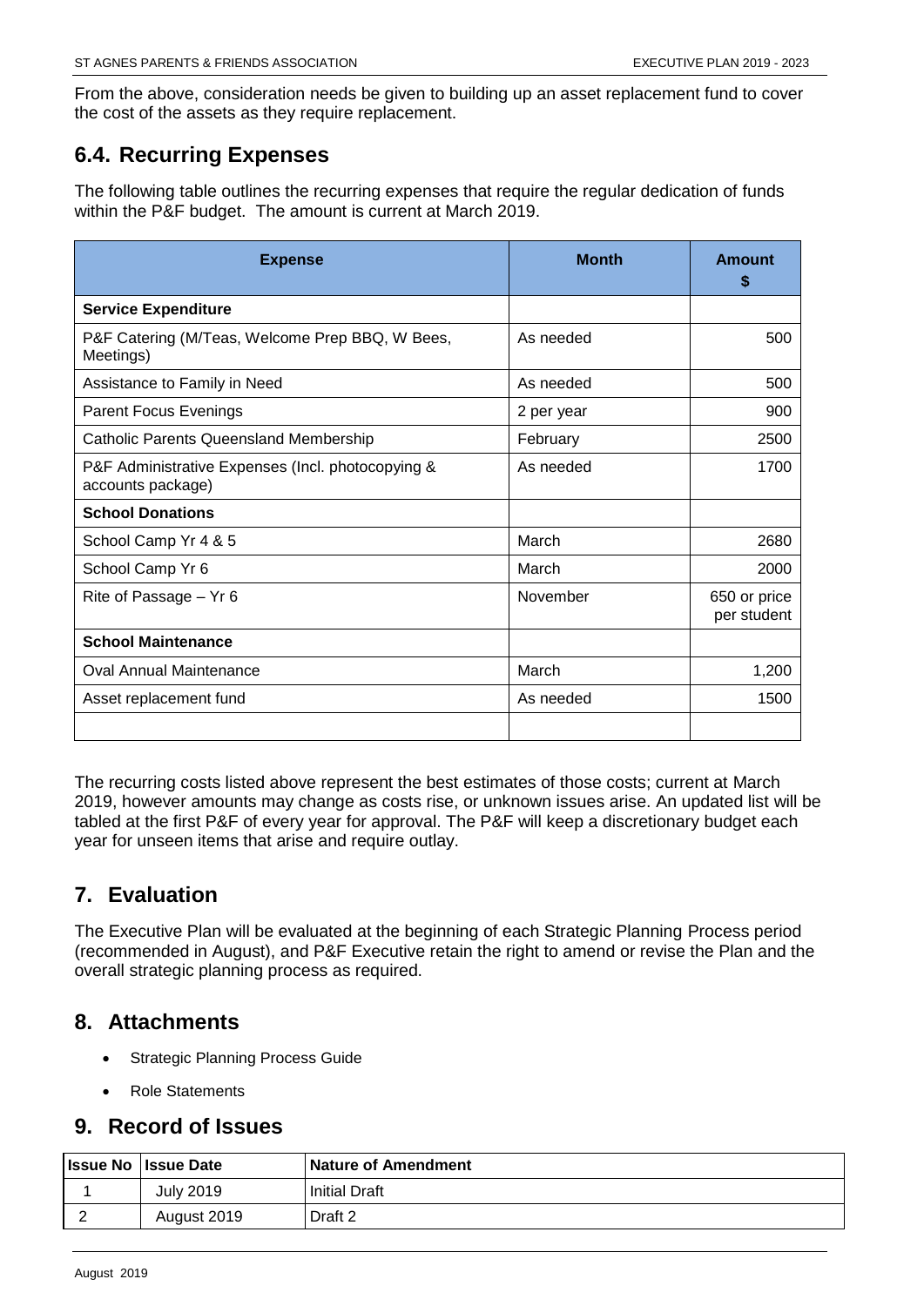From the above, consideration needs be given to building up an asset replacement fund to cover the cost of the assets as they require replacement.

## 6.4. Recurring Expenses

The following table outlines the recurring expenses that require the regular dedication of funds within the P&F budget. The amount is current at March 2019.

| Expense | Month | Amount $ |
|---|---|---|
| **Service Expenditure** | | |
| P&F Catering (M/Teas, Welcome Prep BBQ, W Bees, Meetings) | As needed | 500 |
| Assistance to Family in Need | As needed | 500 |
| Parent Focus Evenings | 2 per year | 900 |
| Catholic Parents Queensland Membership | February | 2500 |
| P&F Administrative Expenses (Incl. photocopying & accounts package) | As needed | 1700 |
| **School Donations** | | |
| School Camp Yr 4 & 5 | March | 2680 |
| School Camp Yr 6 | March | 2000 |
| Rite of Passage – Yr 6 | November | 650 or price per student |
| **School Maintenance** | | |
| Oval Annual Maintenance | March | 1,200 |
| Asset replacement fund | As needed | 1500 |
| | | |

The recurring costs listed above represent the best estimates of those costs; current at March 2019, however amounts may change as costs rise, or unknown issues arise. An updated list will be tabled at the first P&F of every year for approval. The P&F will keep a discretionary budget each year for unseen items that arise and require outlay.

# 7. Evaluation

The Executive Plan will be evaluated at the beginning of each Strategic Planning Process period (recommended in August), and P&F Executive retain the right to amend or revise the Plan and the overall strategic planning process as required.

# 8. Attachments

- Strategic Planning Process Guide
- Role Statements

# 9. Record of Issues

| Issue No | Issue Date | Nature of Amendment |
|---|---|---|
| 1 | July 2019 | Initial Draft |
| 2 | August 2019 | Draft 2 |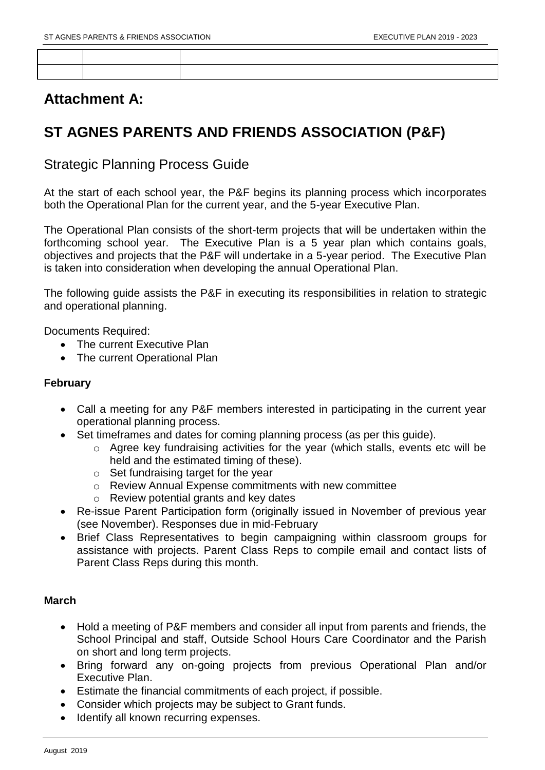|  |  |  |
|---|---|---|
|  |  |  |

## Attachment A:

# ST AGNES PARENTS AND FRIENDS ASSOCIATION (P&F)

## Strategic Planning Process Guide

At the start of each school year, the P&F begins its planning process which incorporates both the Operational Plan for the current year, and the 5-year Executive Plan.

The Operational Plan consists of the short-term projects that will be undertaken within the forthcoming school year. The Executive Plan is a 5 year plan which contains goals, objectives and projects that the P&F will undertake in a 5-year period. The Executive Plan is taken into consideration when developing the annual Operational Plan.

The following guide assists the P&F in executing its responsibilities in relation to strategic and operational planning.

Documents Required:

- The current Executive Plan
- The current Operational Plan

**February**

- Call a meeting for any P&F members interested in participating in the current year operational planning process.
- Set timeframes and dates for coming planning process (as per this guide).
  - Agree key fundraising activities for the year (which stalls, events etc will be held and the estimated timing of these).
  - Set fundraising target for the year
  - Review Annual Expense commitments with new committee
  - Review potential grants and key dates
- Re-issue Parent Participation form (originally issued in November of previous year (see November). Responses due in mid-February
- Brief Class Representatives to begin campaigning within classroom groups for assistance with projects. Parent Class Reps to compile email and contact lists of Parent Class Reps during this month.

**March**

- Hold a meeting of P&F members and consider all input from parents and friends, the School Principal and staff, Outside School Hours Care Coordinator and the Parish on short and long term projects.
- Bring forward any on-going projects from previous Operational Plan and/or Executive Plan.
- Estimate the financial commitments of each project, if possible.
- Consider which projects may be subject to Grant funds.
- Identify all known recurring expenses.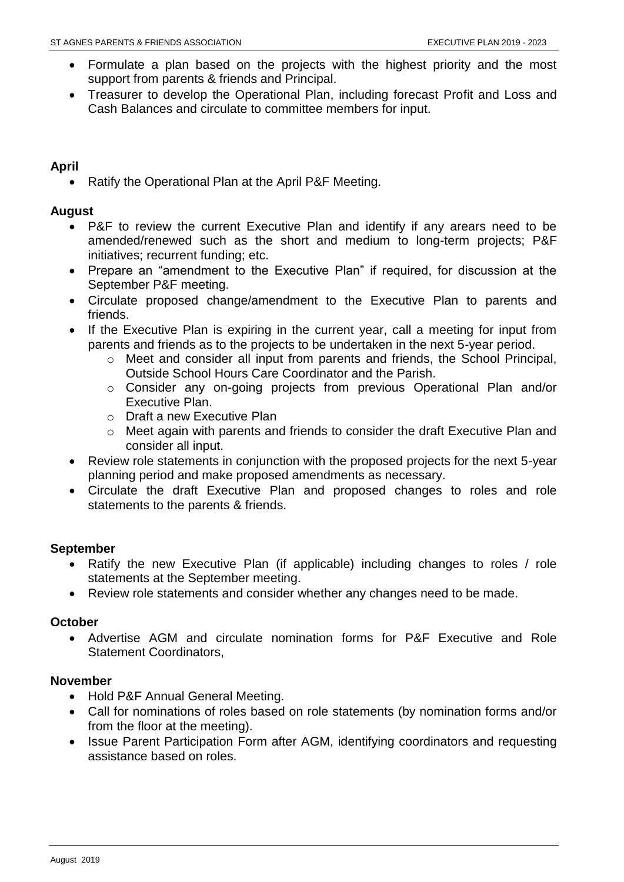- Formulate a plan based on the projects with the highest priority and the most support from parents & friends and Principal.
- Treasurer to develop the Operational Plan, including forecast Profit and Loss and Cash Balances and circulate to committee members for input.

**April**

- Ratify the Operational Plan at the April P&F Meeting.

**August**

- P&F to review the current Executive Plan and identify if any arears need to be amended/renewed such as the short and medium to long-term projects; P&F initiatives; recurrent funding; etc.
- Prepare an "amendment to the Executive Plan" if required, for discussion at the September P&F meeting.
- Circulate proposed change/amendment to the Executive Plan to parents and friends.
- If the Executive Plan is expiring in the current year, call a meeting for input from parents and friends as to the projects to be undertaken in the next 5-year period.
    - Meet and consider all input from parents and friends, the School Principal, Outside School Hours Care Coordinator and the Parish.
    - Consider any on-going projects from previous Operational Plan and/or Executive Plan.
    - Draft a new Executive Plan
    - Meet again with parents and friends to consider the draft Executive Plan and consider all input.
- Review role statements in conjunction with the proposed projects for the next 5-year planning period and make proposed amendments as necessary.
- Circulate the draft Executive Plan and proposed changes to roles and role statements to the parents & friends.

**September**

- Ratify the new Executive Plan (if applicable) including changes to roles / role statements at the September meeting.
- Review role statements and consider whether any changes need to be made.

**October**

- Advertise AGM and circulate nomination forms for P&F Executive and Role Statement Coordinators,

**November**

- Hold P&F Annual General Meeting.
- Call for nominations of roles based on role statements (by nomination forms and/or from the floor at the meeting).
- Issue Parent Participation Form after AGM, identifying coordinators and requesting assistance based on roles.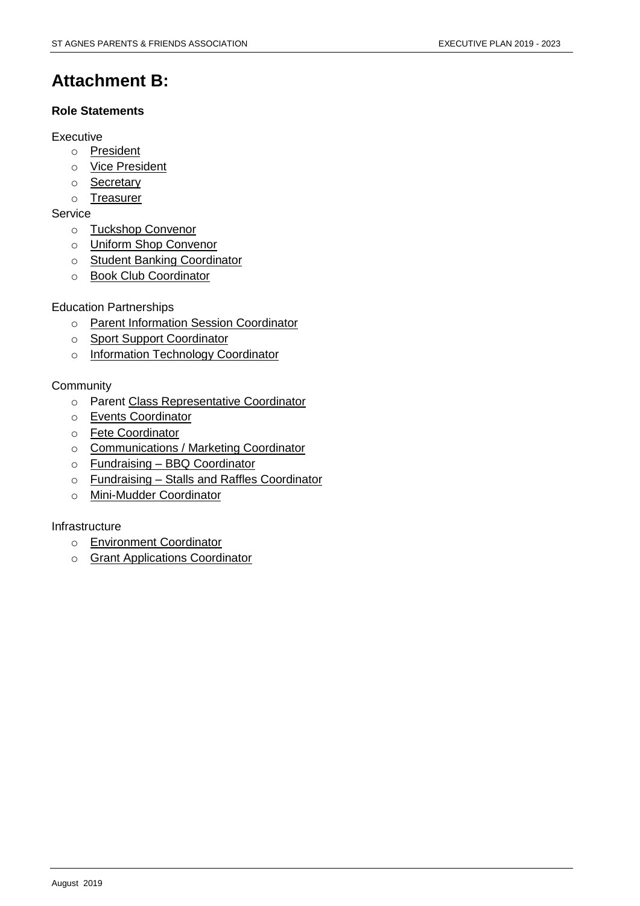# Attachment B:

**Role Statements**

Executive

- President
- Vice President
- Secretary
- Treasurer

Service

- Tuckshop Convenor
- Uniform Shop Convenor
- Student Banking Coordinator
- Book Club Coordinator

Education Partnerships

- Parent Information Session Coordinator
- Sport Support Coordinator
- Information Technology Coordinator

Community

- Parent Class Representative Coordinator
- Events Coordinator
- Fete Coordinator
- Communications / Marketing Coordinator
- Fundraising – BBQ Coordinator
- Fundraising – Stalls and Raffles Coordinator
- Mini-Mudder Coordinator

Infrastructure

- Environment Coordinator
- Grant Applications Coordinator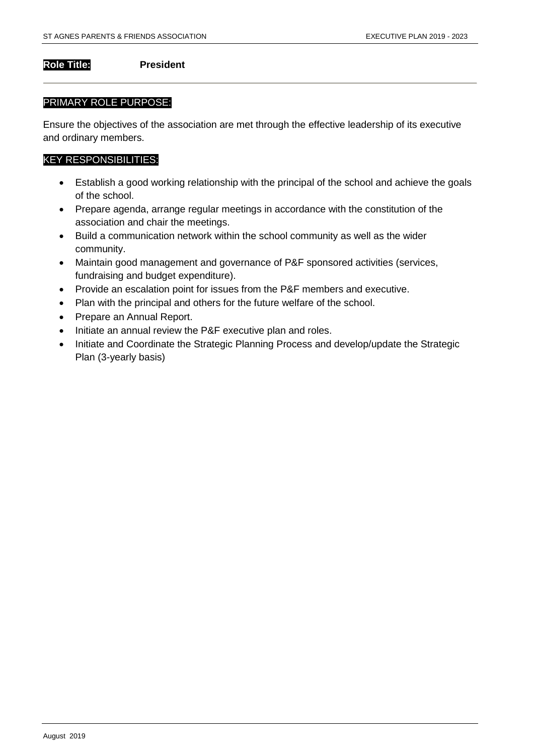**Role Title:** **President**

---

PRIMARY ROLE PURPOSE:

Ensure the objectives of the association are met through the effective leadership of its executive and ordinary members.

KEY RESPONSIBILITIES:

- Establish a good working relationship with the principal of the school and achieve the goals of the school.
- Prepare agenda, arrange regular meetings in accordance with the constitution of the association and chair the meetings.
- Build a communication network within the school community as well as the wider community.
- Maintain good management and governance of P&F sponsored activities (services, fundraising and budget expenditure).
- Provide an escalation point for issues from the P&F members and executive.
- Plan with the principal and others for the future welfare of the school.
- Prepare an Annual Report.
- Initiate an annual review the P&F executive plan and roles.
- Initiate and Coordinate the Strategic Planning Process and develop/update the Strategic Plan (3-yearly basis)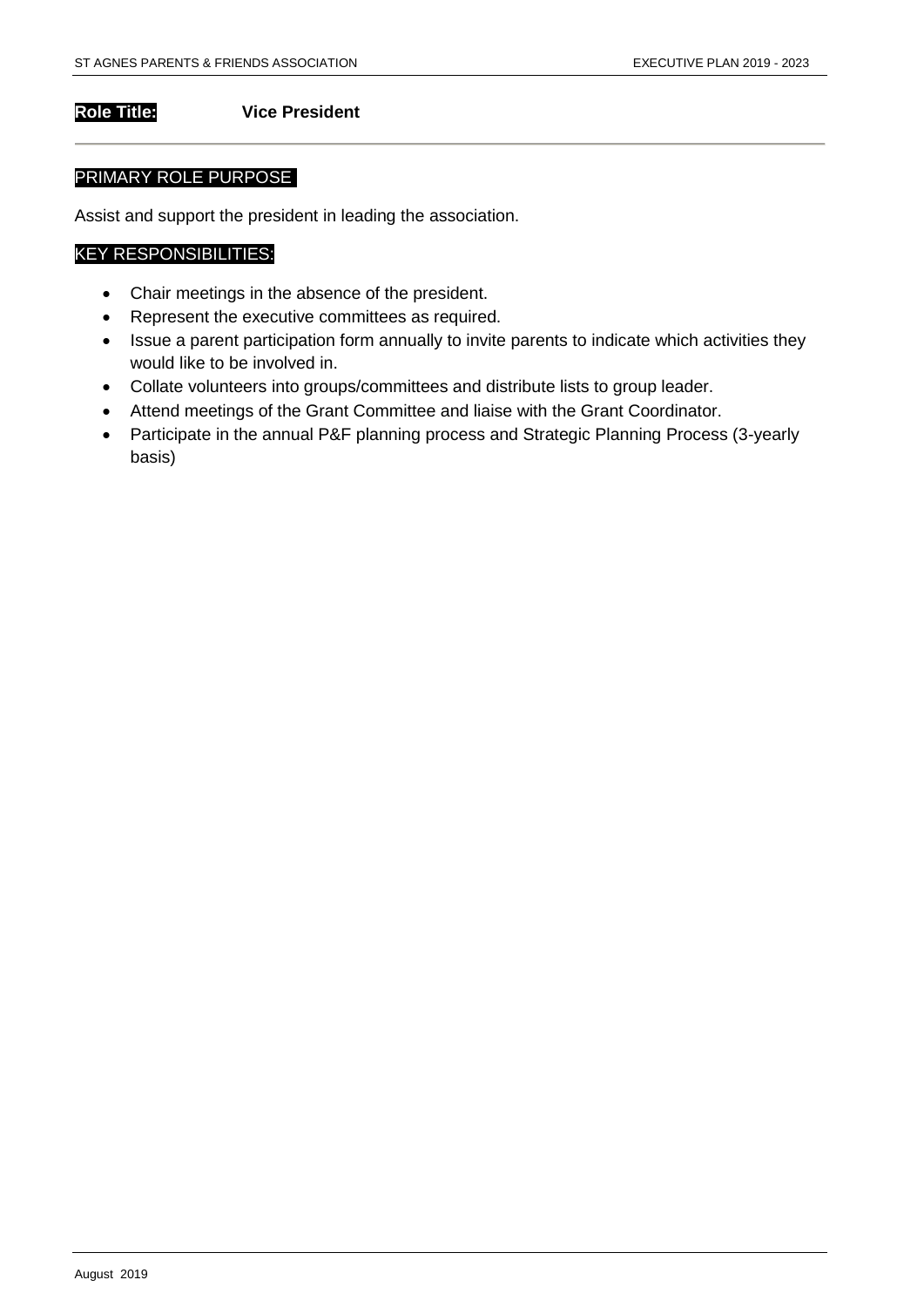**Role Title:** **Vice President**

## PRIMARY ROLE PURPOSE

Assist and support the president in leading the association.

## KEY RESPONSIBILITIES:

- Chair meetings in the absence of the president.
- Represent the executive committees as required.
- Issue a parent participation form annually to invite parents to indicate which activities they would like to be involved in.
- Collate volunteers into groups/committees and distribute lists to group leader.
- Attend meetings of the Grant Committee and liaise with the Grant Coordinator.
- Participate in the annual P&F planning process and Strategic Planning Process (3-yearly basis)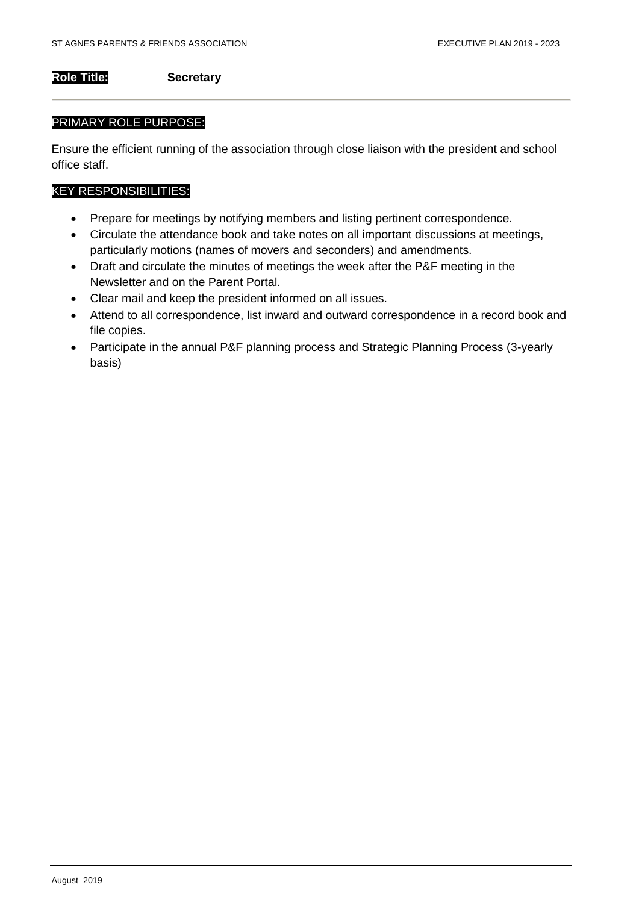**Role Title:** **Secretary**

PRIMARY ROLE PURPOSE:

Ensure the efficient running of the association through close liaison with the president and school office staff.

KEY RESPONSIBILITIES:

- Prepare for meetings by notifying members and listing pertinent correspondence.
- Circulate the attendance book and take notes on all important discussions at meetings, particularly motions (names of movers and seconders) and amendments.
- Draft and circulate the minutes of meetings the week after the P&F meeting in the Newsletter and on the Parent Portal.
- Clear mail and keep the president informed on all issues.
- Attend to all correspondence, list inward and outward correspondence in a record book and file copies.
- Participate in the annual P&F planning process and Strategic Planning Process (3-yearly basis)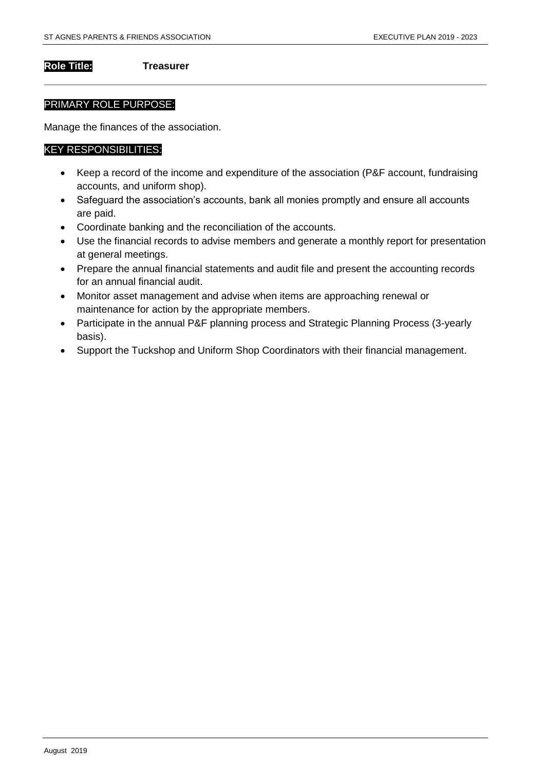**Role Title:** **Treasurer**

PRIMARY ROLE PURPOSE:

Manage the finances of the association.

KEY RESPONSIBILITIES:

- Keep a record of the income and expenditure of the association (P&F account, fundraising accounts, and uniform shop).
- Safeguard the association's accounts, bank all monies promptly and ensure all accounts are paid.
- Coordinate banking and the reconciliation of the accounts.
- Use the financial records to advise members and generate a monthly report for presentation at general meetings.
- Prepare the annual financial statements and audit file and present the accounting records for an annual financial audit.
- Monitor asset management and advise when items are approaching renewal or maintenance for action by the appropriate members.
- Participate in the annual P&F planning process and Strategic Planning Process (3-yearly basis).
- Support the Tuckshop and Uniform Shop Coordinators with their financial management.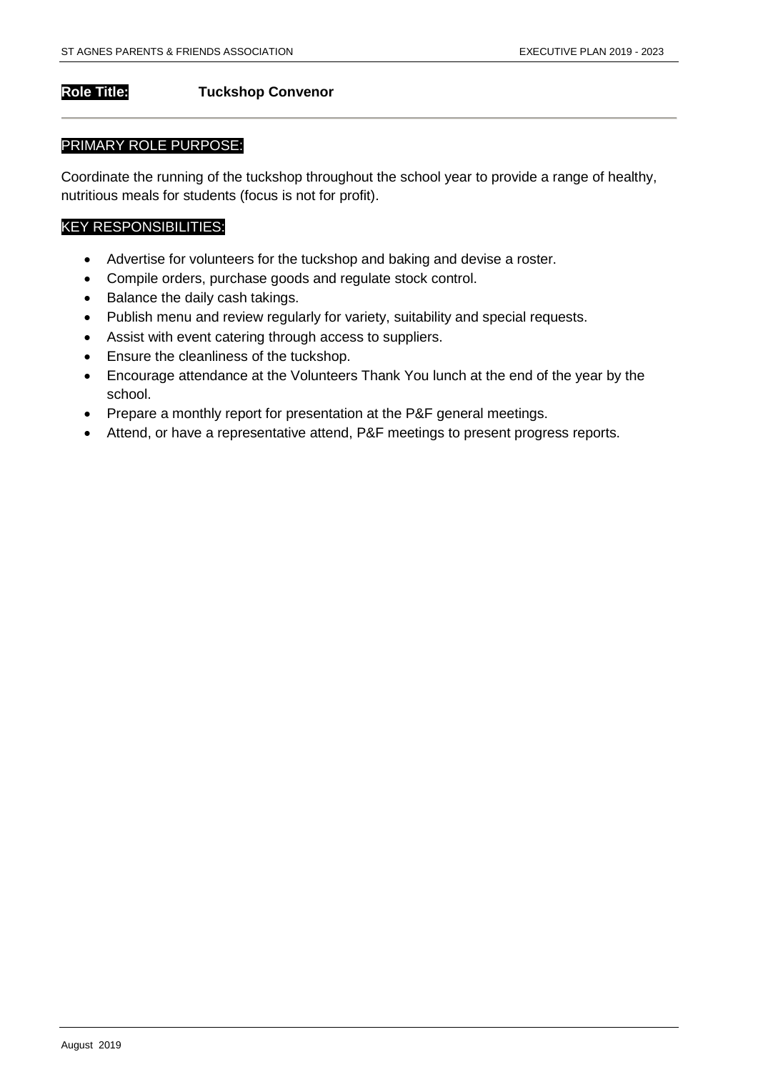**Role Title:** **Tuckshop Convenor**

PRIMARY ROLE PURPOSE:

Coordinate the running of the tuckshop throughout the school year to provide a range of healthy, nutritious meals for students (focus is not for profit).

KEY RESPONSIBILITIES:

- Advertise for volunteers for the tuckshop and baking and devise a roster.
- Compile orders, purchase goods and regulate stock control.
- Balance the daily cash takings.
- Publish menu and review regularly for variety, suitability and special requests.
- Assist with event catering through access to suppliers.
- Ensure the cleanliness of the tuckshop.
- Encourage attendance at the Volunteers Thank You lunch at the end of the year by the school.
- Prepare a monthly report for presentation at the P&F general meetings.
- Attend, or have a representative attend, P&F meetings to present progress reports.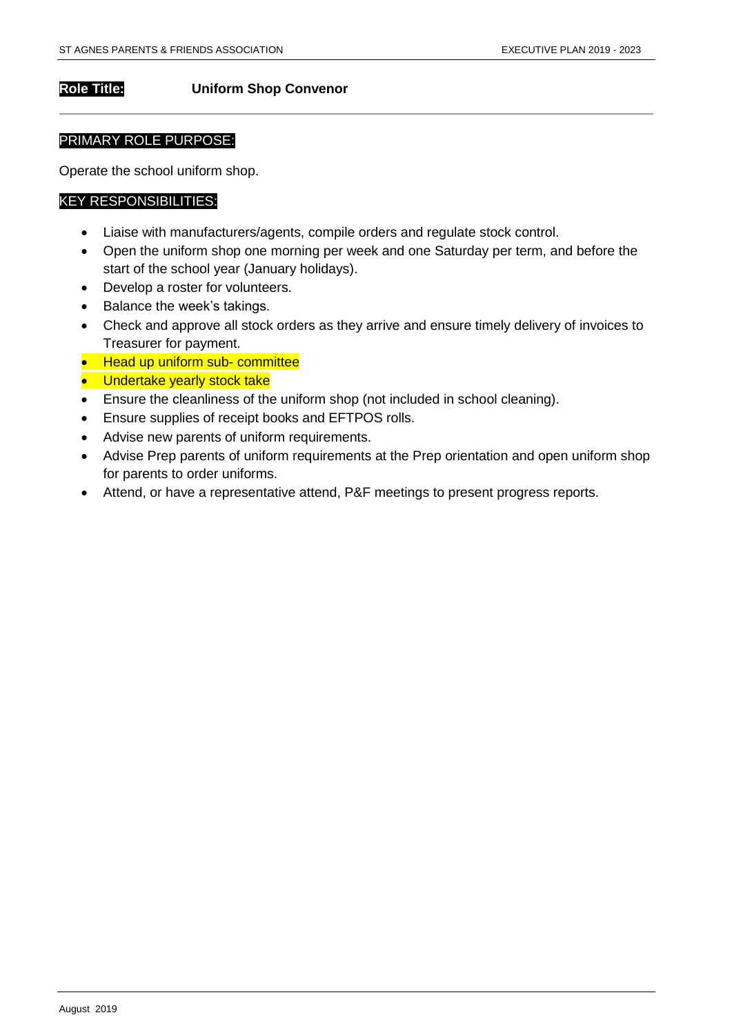**Role Title:** **Uniform Shop Convenor**

PRIMARY ROLE PURPOSE:

Operate the school uniform shop.

KEY RESPONSIBILITIES:

- Liaise with manufacturers/agents, compile orders and regulate stock control.
- Open the uniform shop one morning per week and one Saturday per term, and before the start of the school year (January holidays).
- Develop a roster for volunteers.
- Balance the week's takings.
- Check and approve all stock orders as they arrive and ensure timely delivery of invoices to Treasurer for payment.
- Head up uniform sub- committee
- Undertake yearly stock take
- Ensure the cleanliness of the uniform shop (not included in school cleaning).
- Ensure supplies of receipt books and EFTPOS rolls.
- Advise new parents of uniform requirements.
- Advise Prep parents of uniform requirements at the Prep orientation and open uniform shop for parents to order uniforms.
- Attend, or have a representative attend, P&F meetings to present progress reports.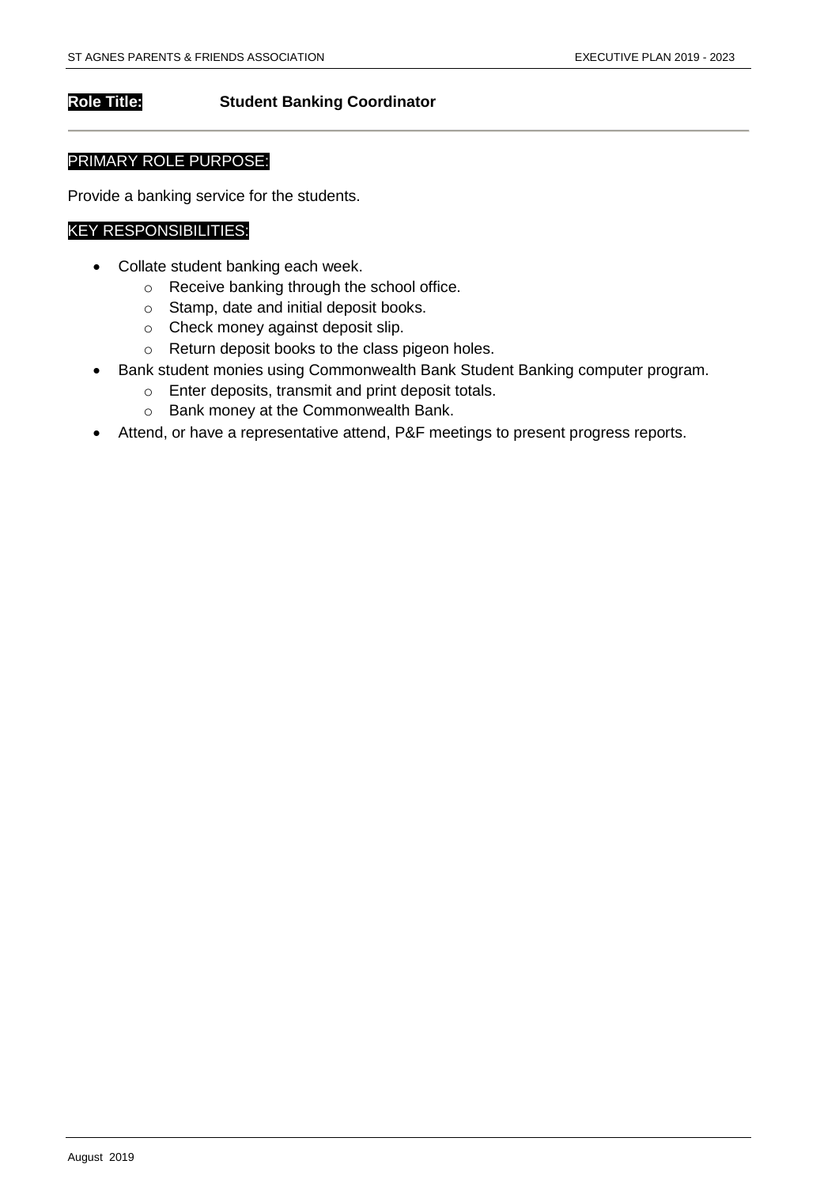**Role Title:** **Student Banking Coordinator**

PRIMARY ROLE PURPOSE:

Provide a banking service for the students.

KEY RESPONSIBILITIES:

- Collate student banking each week.
  - Receive banking through the school office.
  - Stamp, date and initial deposit books.
  - Check money against deposit slip.
  - Return deposit books to the class pigeon holes.
- Bank student monies using Commonwealth Bank Student Banking computer program.
  - Enter deposits, transmit and print deposit totals.
  - Bank money at the Commonwealth Bank.
- Attend, or have a representative attend, P&F meetings to present progress reports.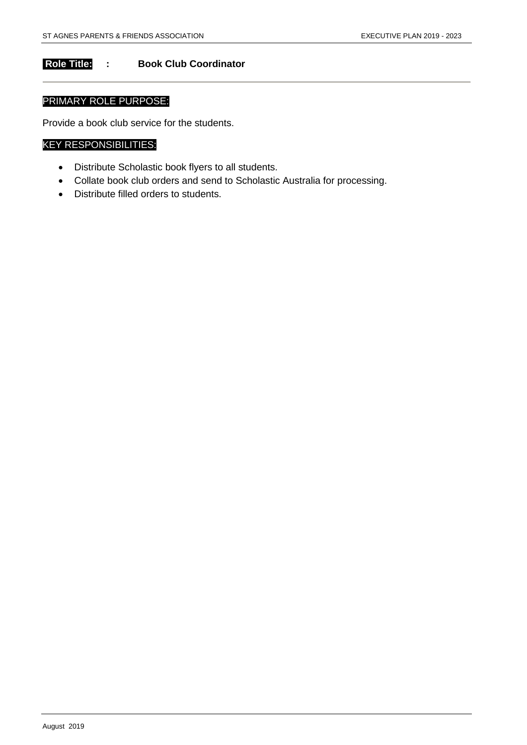**Role Title: : Book Club Coordinator**

PRIMARY ROLE PURPOSE:

Provide a book club service for the students.

KEY RESPONSIBILITIES:

- Distribute Scholastic book flyers to all students.
- Collate book club orders and send to Scholastic Australia for processing.
- Distribute filled orders to students.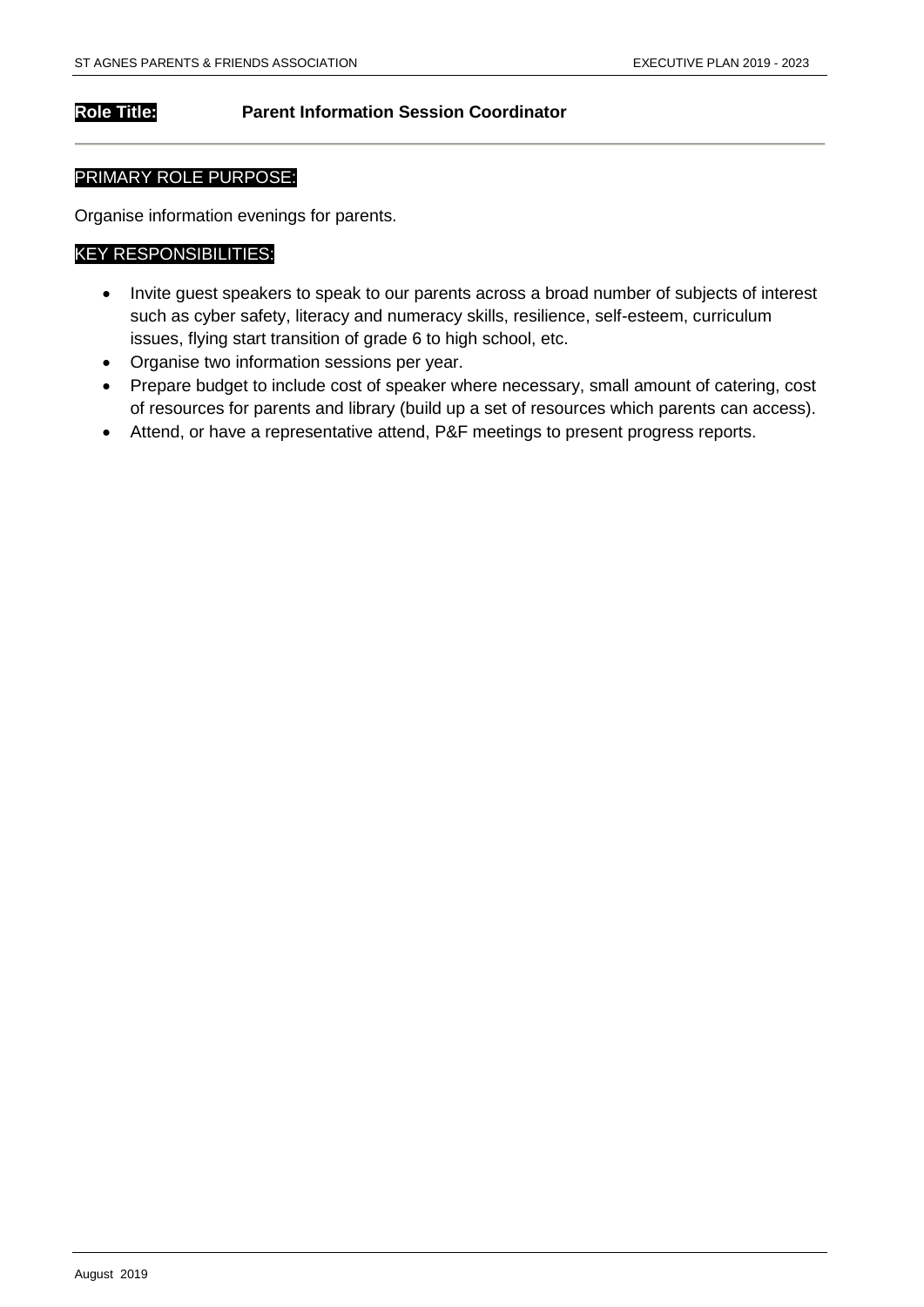**Role Title:** **Parent Information Session Coordinator**

---

PRIMARY ROLE PURPOSE:

Organise information evenings for parents.

KEY RESPONSIBILITIES:

- Invite guest speakers to speak to our parents across a broad number of subjects of interest such as cyber safety, literacy and numeracy skills, resilience, self-esteem, curriculum issues, flying start transition of grade 6 to high school, etc.
- Organise two information sessions per year.
- Prepare budget to include cost of speaker where necessary, small amount of catering, cost of resources for parents and library (build up a set of resources which parents can access).
- Attend, or have a representative attend, P&F meetings to present progress reports.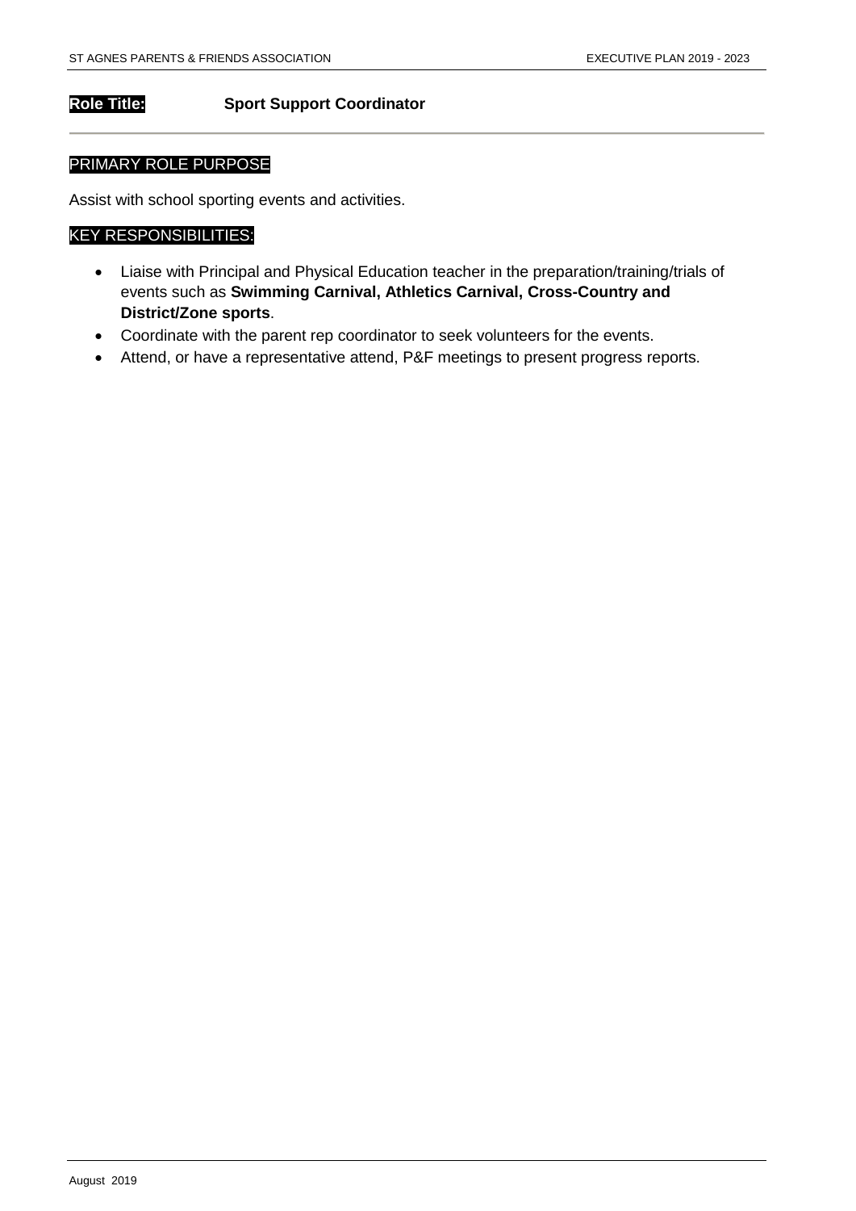**Role Title:** **Sport Support Coordinator**

---

## PRIMARY ROLE PURPOSE

Assist with school sporting events and activities.

## KEY RESPONSIBILITIES:

- Liaise with Principal and Physical Education teacher in the preparation/training/trials of events such as **Swimming Carnival, Athletics Carnival, Cross-Country and District/Zone sports**.
- Coordinate with the parent rep coordinator to seek volunteers for the events.
- Attend, or have a representative attend, P&F meetings to present progress reports.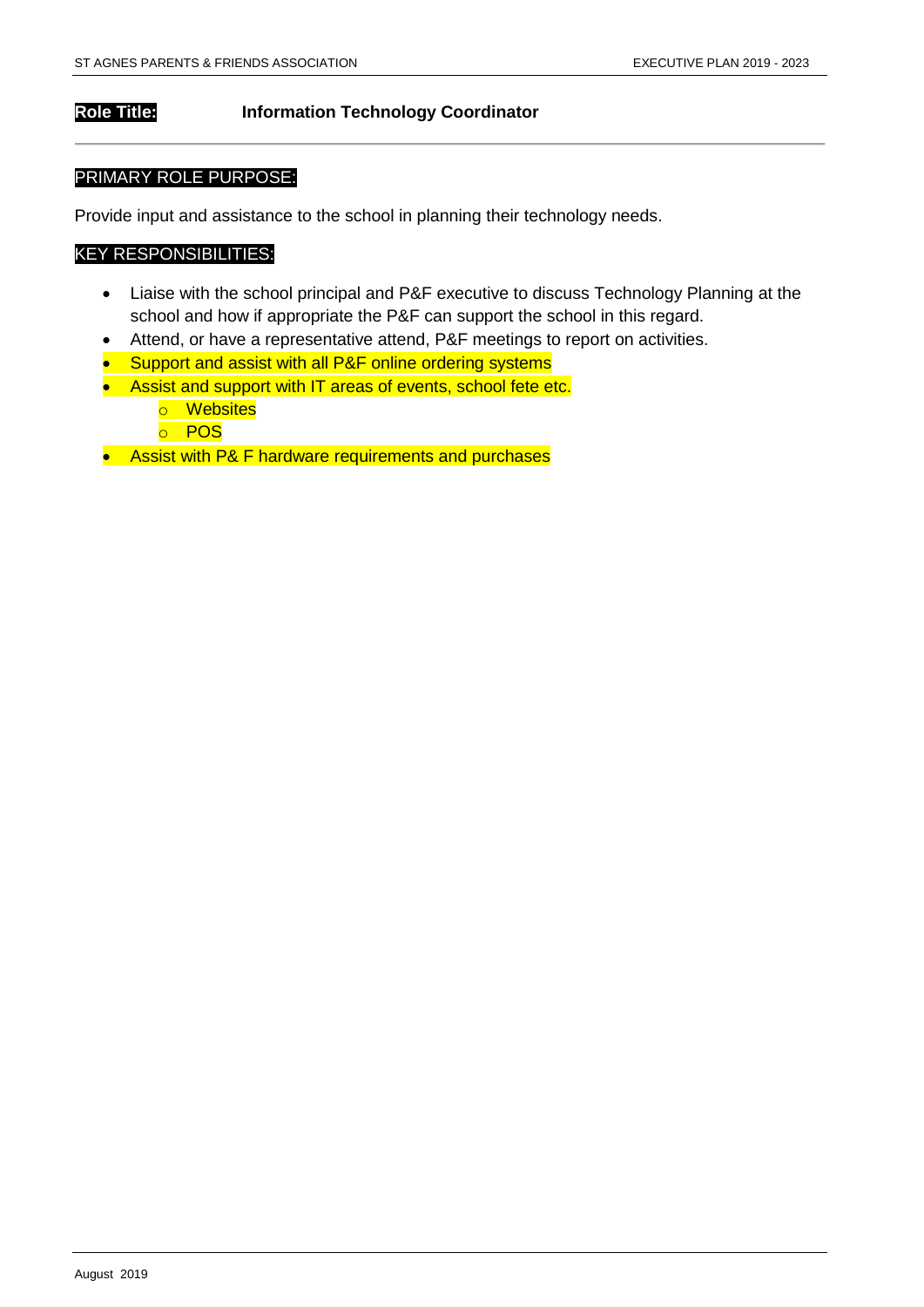**Role Title:** **Information Technology Coordinator**

PRIMARY ROLE PURPOSE:

Provide input and assistance to the school in planning their technology needs.

KEY RESPONSIBILITIES:

- Liaise with the school principal and P&F executive to discuss Technology Planning at the school and how if appropriate the P&F can support the school in this regard.
- Attend, or have a representative attend, P&F meetings to report on activities.
- Support and assist with all P&F online ordering systems
- Assist and support with IT areas of events, school fete etc.
  - Websites
  - POS
- Assist with P& F hardware requirements and purchases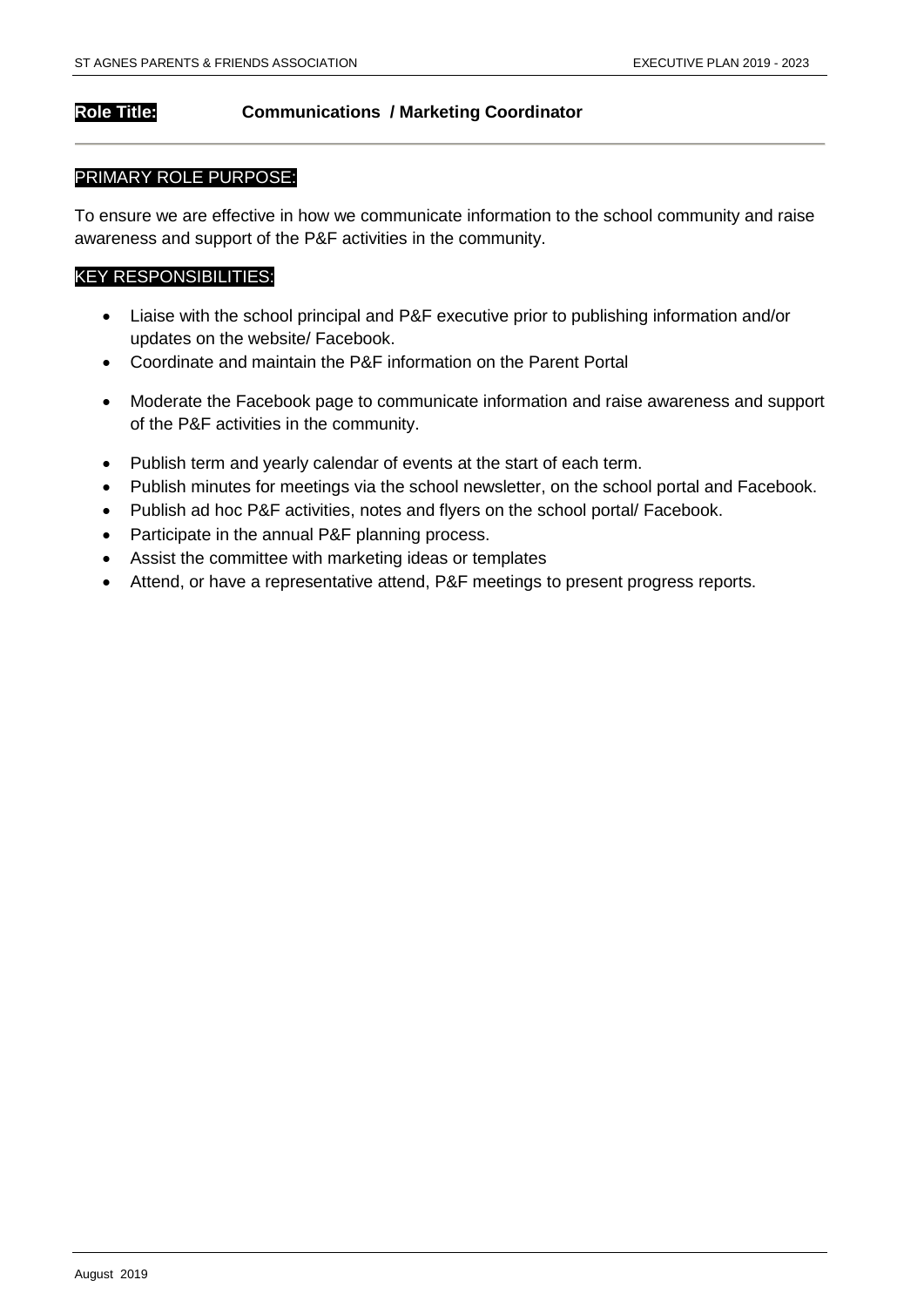**Role Title:** **Communications / Marketing Coordinator**

PRIMARY ROLE PURPOSE:

To ensure we are effective in how we communicate information to the school community and raise awareness and support of the P&F activities in the community.

KEY RESPONSIBILITIES:

- Liaise with the school principal and P&F executive prior to publishing information and/or updates on the website/ Facebook.
- Coordinate and maintain the P&F information on the Parent Portal
- Moderate the Facebook page to communicate information and raise awareness and support of the P&F activities in the community.
- Publish term and yearly calendar of events at the start of each term.
- Publish minutes for meetings via the school newsletter, on the school portal and Facebook.
- Publish ad hoc P&F activities, notes and flyers on the school portal/ Facebook.
- Participate in the annual P&F planning process.
- Assist the committee with marketing ideas or templates
- Attend, or have a representative attend, P&F meetings to present progress reports.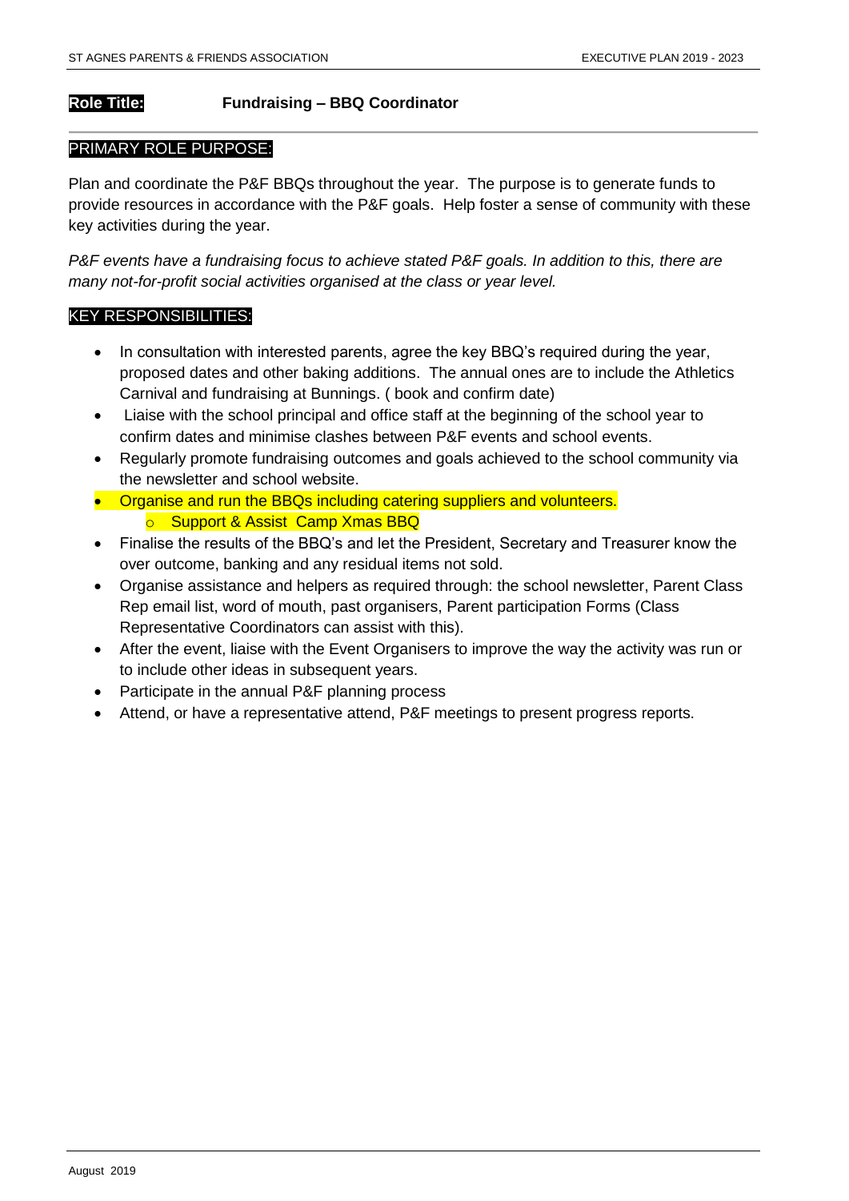**Role Title:** **Fundraising – BBQ Coordinator**

PRIMARY ROLE PURPOSE:

Plan and coordinate the P&F BBQs throughout the year. The purpose is to generate funds to provide resources in accordance with the P&F goals. Help foster a sense of community with these key activities during the year.

*P&F events have a fundraising focus to achieve stated P&F goals. In addition to this, there are many not-for-profit social activities organised at the class or year level.*

KEY RESPONSIBILITIES:

- In consultation with interested parents, agree the key BBQ's required during the year, proposed dates and other baking additions. The annual ones are to include the Athletics Carnival and fundraising at Bunnings. ( book and confirm date)
- Liaise with the school principal and office staff at the beginning of the school year to confirm dates and minimise clashes between P&F events and school events.
- Regularly promote fundraising outcomes and goals achieved to the school community via the newsletter and school website.
- Organise and run the BBQs including catering suppliers and volunteers.
  - Support & Assist Camp Xmas BBQ
- Finalise the results of the BBQ's and let the President, Secretary and Treasurer know the over outcome, banking and any residual items not sold.
- Organise assistance and helpers as required through: the school newsletter, Parent Class Rep email list, word of mouth, past organisers, Parent participation Forms (Class Representative Coordinators can assist with this).
- After the event, liaise with the Event Organisers to improve the way the activity was run or to include other ideas in subsequent years.
- Participate in the annual P&F planning process
- Attend, or have a representative attend, P&F meetings to present progress reports.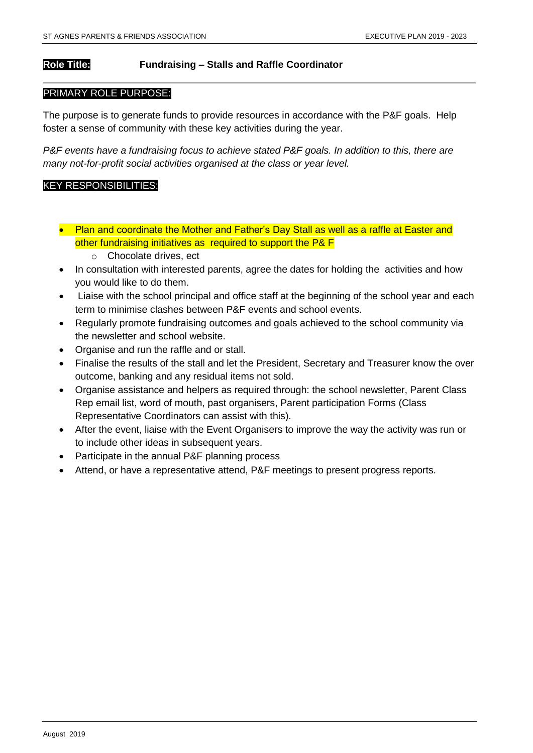**Role Title:** **Fundraising – Stalls and Raffle Coordinator**

## PRIMARY ROLE PURPOSE:

The purpose is to generate funds to provide resources in accordance with the P&F goals. Help foster a sense of community with these key activities during the year.

*P&F events have a fundraising focus to achieve stated P&F goals. In addition to this, there are many not-for-profit social activities organised at the class or year level.*

## KEY RESPONSIBILITIES:

- Plan and coordinate the Mother and Father's Day Stall as well as a raffle at Easter and other fundraising initiatives as required to support the P& F
  - Chocolate drives, ect
- In consultation with interested parents, agree the dates for holding the activities and how you would like to do them.
- Liaise with the school principal and office staff at the beginning of the school year and each term to minimise clashes between P&F events and school events.
- Regularly promote fundraising outcomes and goals achieved to the school community via the newsletter and school website.
- Organise and run the raffle and or stall.
- Finalise the results of the stall and let the President, Secretary and Treasurer know the over outcome, banking and any residual items not sold.
- Organise assistance and helpers as required through: the school newsletter, Parent Class Rep email list, word of mouth, past organisers, Parent participation Forms (Class Representative Coordinators can assist with this).
- After the event, liaise with the Event Organisers to improve the way the activity was run or to include other ideas in subsequent years.
- Participate in the annual P&F planning process
- Attend, or have a representative attend, P&F meetings to present progress reports.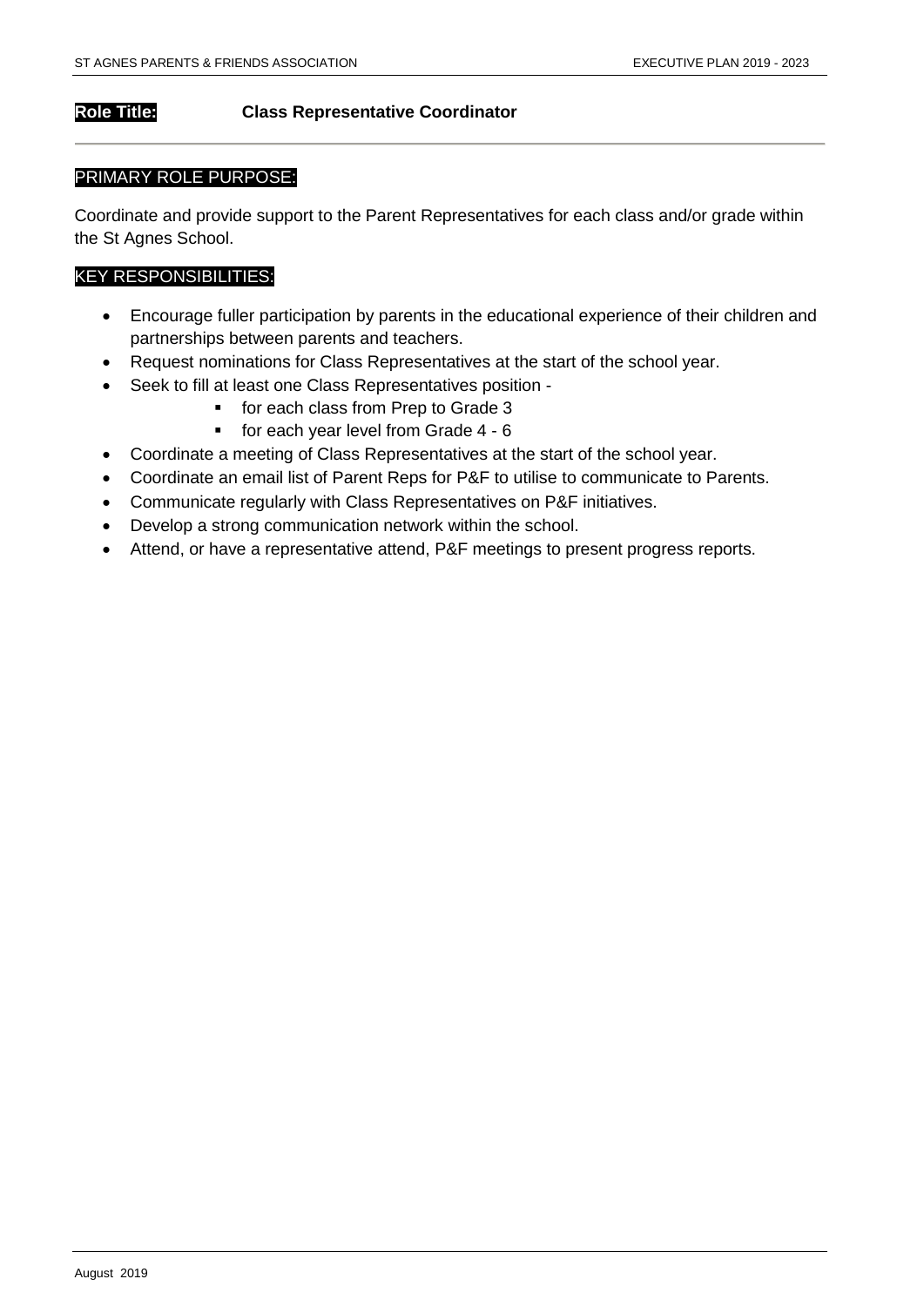**Role Title:** **Class Representative Coordinator**

---

PRIMARY ROLE PURPOSE:

Coordinate and provide support to the Parent Representatives for each class and/or grade within the St Agnes School.

KEY RESPONSIBILITIES:

- Encourage fuller participation by parents in the educational experience of their children and partnerships between parents and teachers.
- Request nominations for Class Representatives at the start of the school year.
- Seek to fill at least one Class Representatives position -
    - for each class from Prep to Grade 3
    - for each year level from Grade 4 - 6
- Coordinate a meeting of Class Representatives at the start of the school year.
- Coordinate an email list of Parent Reps for P&F to utilise to communicate to Parents.
- Communicate regularly with Class Representatives on P&F initiatives.
- Develop a strong communication network within the school.
- Attend, or have a representative attend, P&F meetings to present progress reports.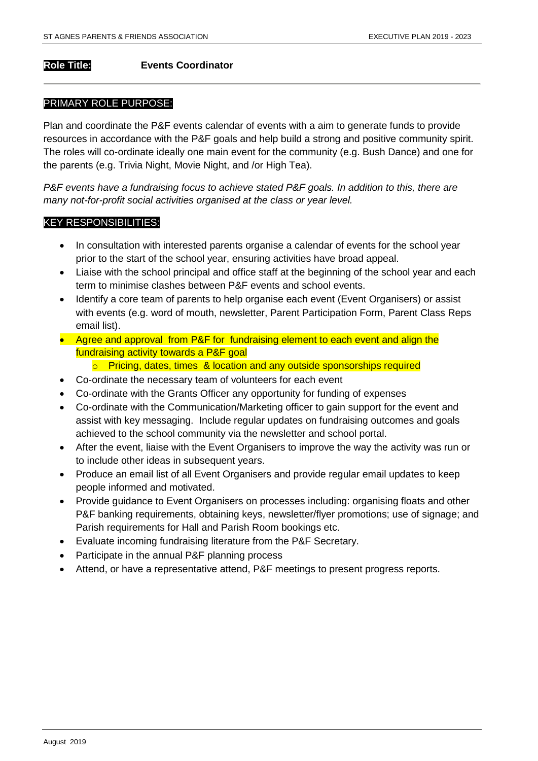**Role Title:** **Events Coordinator**

---

PRIMARY ROLE PURPOSE:

Plan and coordinate the P&F events calendar of events with a aim to generate funds to provide resources in accordance with the P&F goals and help build a strong and positive community spirit. The roles will co-ordinate ideally one main event for the community (e.g. Bush Dance) and one for the parents (e.g. Trivia Night, Movie Night, and /or High Tea).

*P&F events have a fundraising focus to achieve stated P&F goals. In addition to this, there are many not-for-profit social activities organised at the class or year level.*

KEY RESPONSIBILITIES:

- In consultation with interested parents organise a calendar of events for the school year prior to the start of the school year, ensuring activities have broad appeal.
- Liaise with the school principal and office staff at the beginning of the school year and each term to minimise clashes between P&F events and school events.
- Identify a core team of parents to help organise each event (Event Organisers) or assist with events (e.g. word of mouth, newsletter, Parent Participation Form, Parent Class Reps email list).
- Agree and approval from P&F for fundraising element to each event and align the fundraising activity towards a P&F goal
  - Pricing, dates, times & location and any outside sponsorships required
- Co-ordinate the necessary team of volunteers for each event
- Co-ordinate with the Grants Officer any opportunity for funding of expenses
- Co-ordinate with the Communication/Marketing officer to gain support for the event and assist with key messaging. Include regular updates on fundraising outcomes and goals achieved to the school community via the newsletter and school portal.
- After the event, liaise with the Event Organisers to improve the way the activity was run or to include other ideas in subsequent years.
- Produce an email list of all Event Organisers and provide regular email updates to keep people informed and motivated.
- Provide guidance to Event Organisers on processes including: organising floats and other P&F banking requirements, obtaining keys, newsletter/flyer promotions; use of signage; and Parish requirements for Hall and Parish Room bookings etc.
- Evaluate incoming fundraising literature from the P&F Secretary.
- Participate in the annual P&F planning process
- Attend, or have a representative attend, P&F meetings to present progress reports.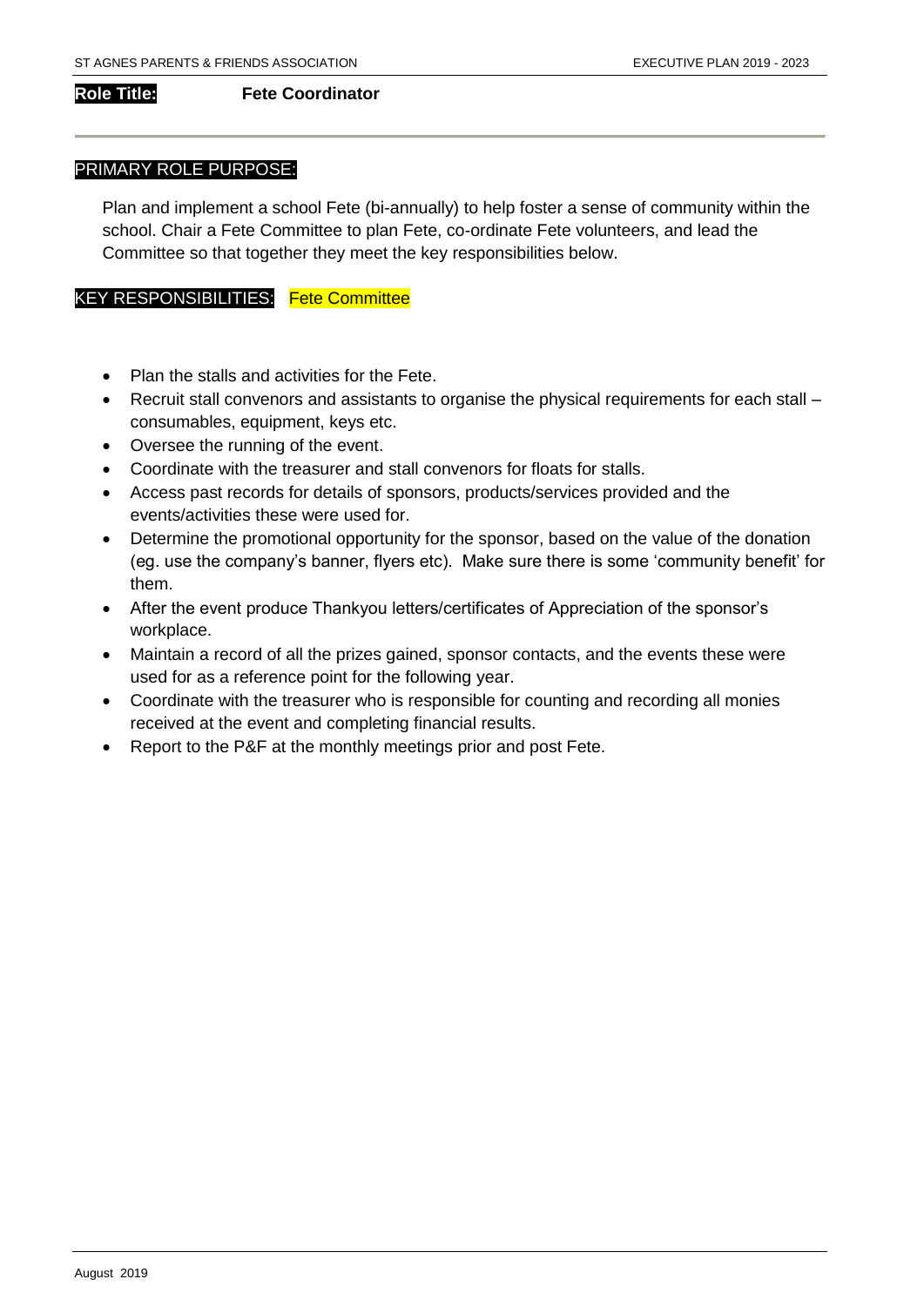**Role Title:** **Fete Coordinator**

PRIMARY ROLE PURPOSE:

Plan and implement a school Fete (bi-annually) to help foster a sense of community within the school. Chair a Fete Committee to plan Fete, co-ordinate Fete volunteers, and lead the Committee so that together they meet the key responsibilities below.

KEY RESPONSIBILITIES: Fete Committee

- Plan the stalls and activities for the Fete.
- Recruit stall convenors and assistants to organise the physical requirements for each stall – consumables, equipment, keys etc.
- Oversee the running of the event.
- Coordinate with the treasurer and stall convenors for floats for stalls.
- Access past records for details of sponsors, products/services provided and the events/activities these were used for.
- Determine the promotional opportunity for the sponsor, based on the value of the donation (eg. use the company's banner, flyers etc). Make sure there is some 'community benefit' for them.
- After the event produce Thankyou letters/certificates of Appreciation of the sponsor's workplace.
- Maintain a record of all the prizes gained, sponsor contacts, and the events these were used for as a reference point for the following year.
- Coordinate with the treasurer who is responsible for counting and recording all monies received at the event and completing financial results.
- Report to the P&F at the monthly meetings prior and post Fete.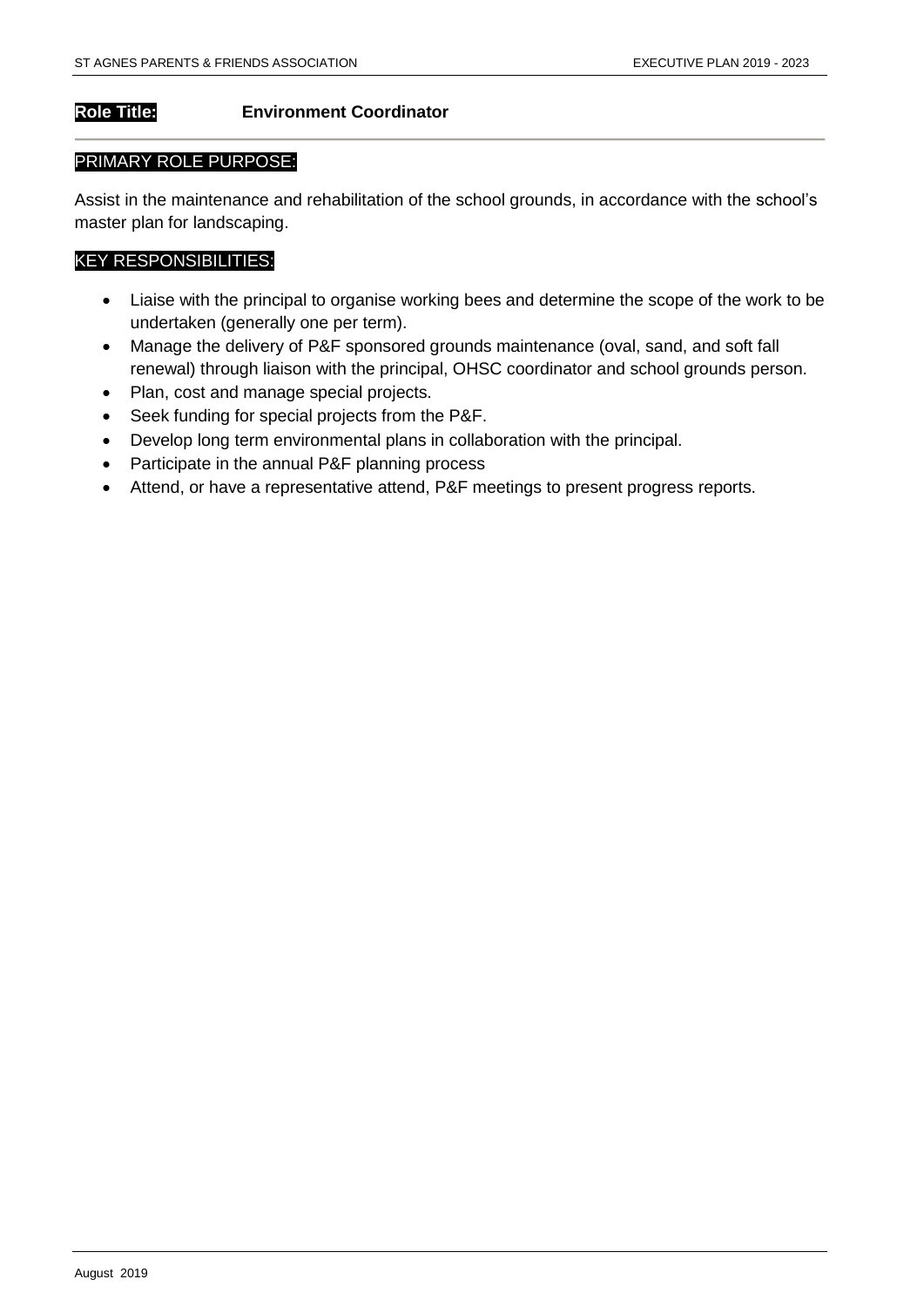**Role Title:** **Environment Coordinator**

PRIMARY ROLE PURPOSE:

Assist in the maintenance and rehabilitation of the school grounds, in accordance with the school's master plan for landscaping.

KEY RESPONSIBILITIES:

- Liaise with the principal to organise working bees and determine the scope of the work to be undertaken (generally one per term).
- Manage the delivery of P&F sponsored grounds maintenance (oval, sand, and soft fall renewal) through liaison with the principal, OHSC coordinator and school grounds person.
- Plan, cost and manage special projects.
- Seek funding for special projects from the P&F.
- Develop long term environmental plans in collaboration with the principal.
- Participate in the annual P&F planning process
- Attend, or have a representative attend, P&F meetings to present progress reports.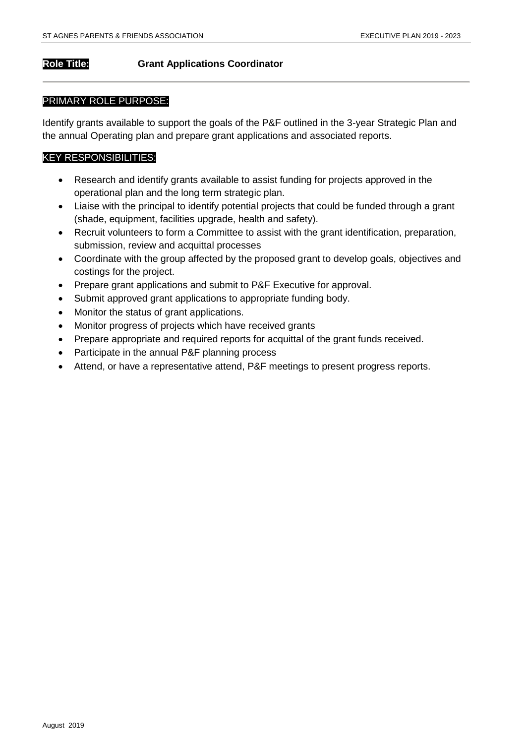**Role Title:** **Grant Applications Coordinator**

---

PRIMARY ROLE PURPOSE:

Identify grants available to support the goals of the P&F outlined in the 3-year Strategic Plan and the annual Operating plan and prepare grant applications and associated reports.

KEY RESPONSIBILITIES:

- Research and identify grants available to assist funding for projects approved in the operational plan and the long term strategic plan.
- Liaise with the principal to identify potential projects that could be funded through a grant (shade, equipment, facilities upgrade, health and safety).
- Recruit volunteers to form a Committee to assist with the grant identification, preparation, submission, review and acquittal processes
- Coordinate with the group affected by the proposed grant to develop goals, objectives and costings for the project.
- Prepare grant applications and submit to P&F Executive for approval.
- Submit approved grant applications to appropriate funding body.
- Monitor the status of grant applications.
- Monitor progress of projects which have received grants
- Prepare appropriate and required reports for acquittal of the grant funds received.
- Participate in the annual P&F planning process
- Attend, or have a representative attend, P&F meetings to present progress reports.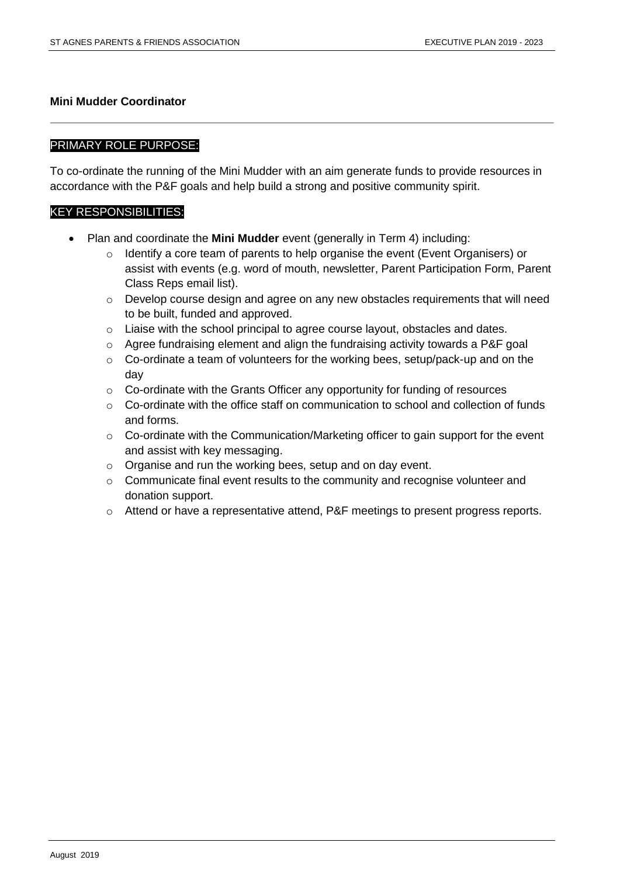**Mini Mudder Coordinator**

PRIMARY ROLE PURPOSE:

To co-ordinate the running of the Mini Mudder with an aim generate funds to provide resources in accordance with the P&F goals and help build a strong and positive community spirit.

KEY RESPONSIBILITIES:

- Plan and coordinate the **Mini Mudder** event (generally in Term 4) including:
  - Identify a core team of parents to help organise the event (Event Organisers) or assist with events (e.g. word of mouth, newsletter, Parent Participation Form, Parent Class Reps email list).
  - Develop course design and agree on any new obstacles requirements that will need to be built, funded and approved.
  - Liaise with the school principal to agree course layout, obstacles and dates.
  - Agree fundraising element and align the fundraising activity towards a P&F goal
  - Co-ordinate a team of volunteers for the working bees, setup/pack-up and on the day
  - Co-ordinate with the Grants Officer any opportunity for funding of resources
  - Co-ordinate with the office staff on communication to school and collection of funds and forms.
  - Co-ordinate with the Communication/Marketing officer to gain support for the event and assist with key messaging.
  - Organise and run the working bees, setup and on day event.
  - Communicate final event results to the community and recognise volunteer and donation support.
  - Attend or have a representative attend, P&F meetings to present progress reports.